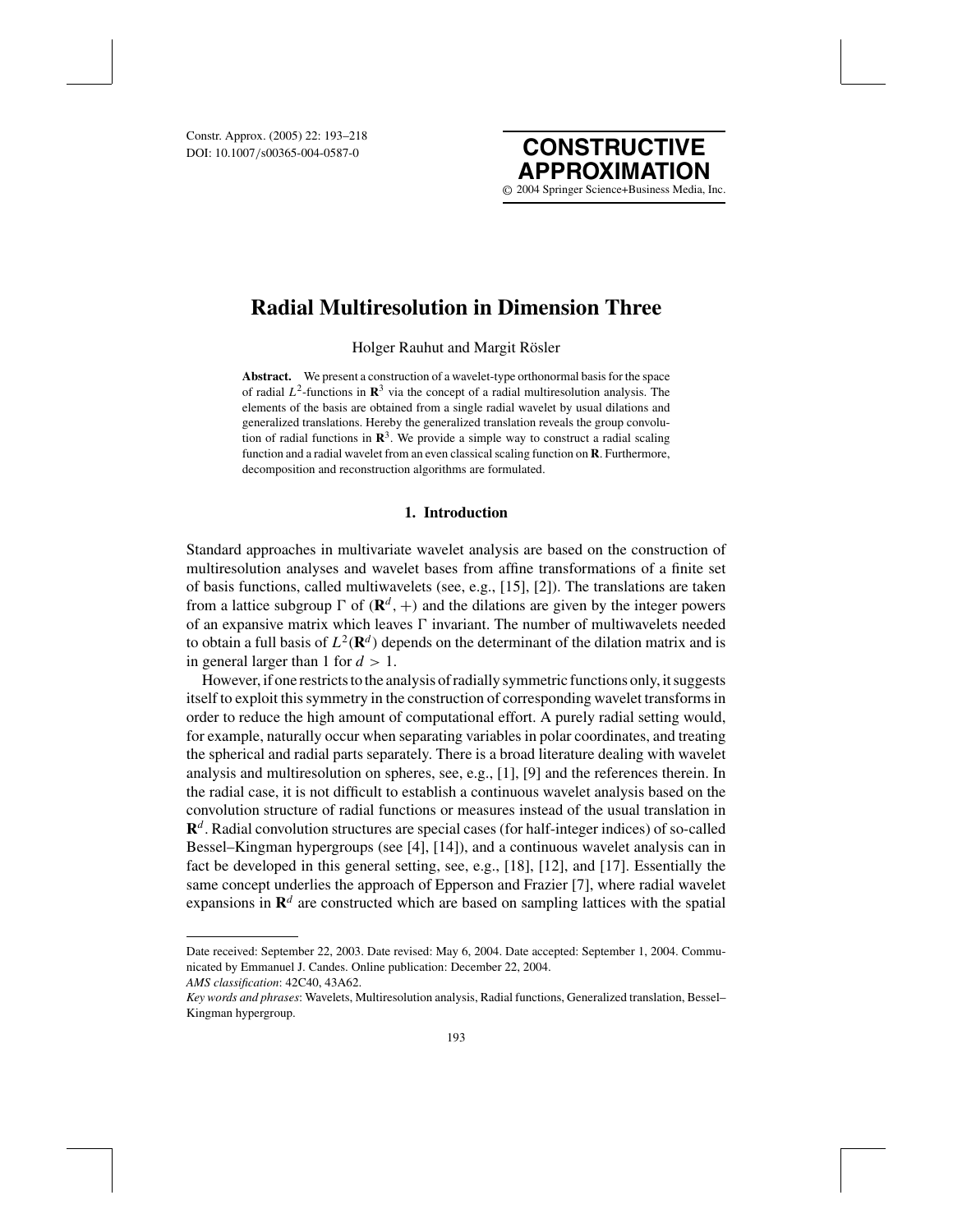# Radial Multiresolution in Dimension Three

Holger Rauhut and Margit Rösler

**Abstract.** We present a construction of a wavelet-type orthonormal basis for the space of radial $L^2$-functions in $\mathbf{R}^3$ via the concept of a radial multiresolution analysis. The elements of the basis are obtained from a single radial wavelet by usual dilations and generalized translations. Hereby the generalized translation reveals the group convolution of radial functions in $\mathbf{R}^3$. We provide a simple way to construct a radial scaling function and a radial wavelet from an even classical scaling function on $\mathbf{R}$. Furthermore, decomposition and reconstruction algorithms are formulated.

## 1. Introduction

Standard approaches in multivariate wavelet analysis are based on the construction of multiresolution analyses and wavelet bases from affine transformations of a finite set of basis functions, called multiwavelets (see, e.g., [15], [2]). The translations are taken from a lattice subgroup $\Gamma$ of $(\mathbf{R}^d, +)$ and the dilations are given by the integer powers of an expansive matrix which leaves $\Gamma$ invariant. The number of multiwavelets needed to obtain a full basis of $L^2(\mathbf{R}^d)$ depends on the determinant of the dilation matrix and is in general larger than 1 for $d > 1$.

However, if one restricts to the analysis of radially symmetric functions only, it suggests itself to exploit this symmetry in the construction of corresponding wavelet transforms in order to reduce the high amount of computational effort. A purely radial setting would, for example, naturally occur when separating variables in polar coordinates, and treating the spherical and radial parts separately. There is a broad literature dealing with wavelet analysis and multiresolution on spheres, see, e.g., [1], [9] and the references therein. In the radial case, it is not difficult to establish a continuous wavelet analysis based on the convolution structure of radial functions or measures instead of the usual translation in $\mathbf{R}^d$. Radial convolution structures are special cases (for half-integer indices) of so-called Bessel–Kingman hypergroups (see [4], [14]), and a continuous wavelet analysis can in fact be developed in this general setting, see, e.g., [18], [12], and [17]. Essentially the same concept underlies the approach of Epperson and Frazier [7], where radial wavelet expansions in $\mathbf{R}^d$ are constructed which are based on sampling lattices with the spatial

---

Date received: September 22, 2003. Date revised: May 6, 2004. Date accepted: September 1, 2004. Communicated by Emmanuel J. Candes. Online publication: December 22, 2004.

*AMS classification*: 42C40, 43A62.

*Key words and phrases*: Wavelets, Multiresolution analysis, Radial functions, Generalized translation, Bessel–Kingman hypergroup.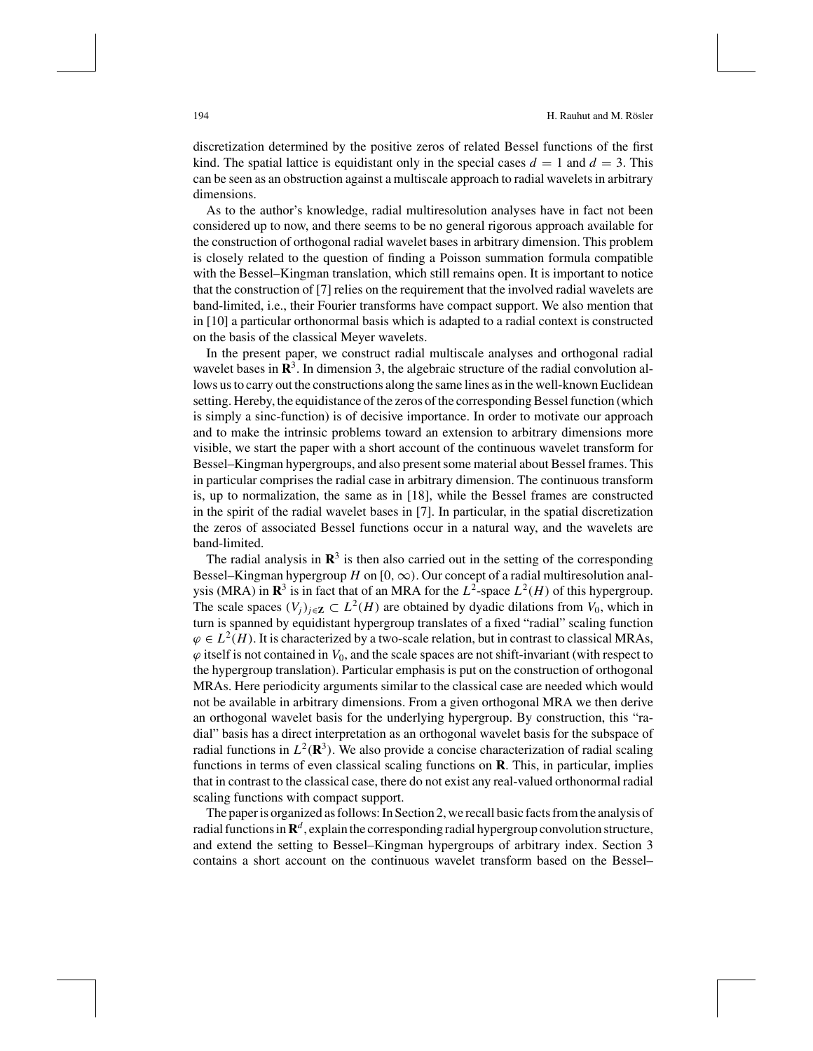discretization determined by the positive zeros of related Bessel functions of the first kind. The spatial lattice is equidistant only in the special cases $d = 1$ and $d = 3$. This can be seen as an obstruction against a multiscale approach to radial wavelets in arbitrary dimensions.

As to the author's knowledge, radial multiresolution analyses have in fact not been considered up to now, and there seems to be no general rigorous approach available for the construction of orthogonal radial wavelet bases in arbitrary dimension. This problem is closely related to the question of finding a Poisson summation formula compatible with the Bessel–Kingman translation, which still remains open. It is important to notice that the construction of [7] relies on the requirement that the involved radial wavelets are band-limited, i.e., their Fourier transforms have compact support. We also mention that in [10] a particular orthonormal basis which is adapted to a radial context is constructed on the basis of the classical Meyer wavelets.

In the present paper, we construct radial multiscale analyses and orthogonal radial wavelet bases in $\mathbf{R}^3$. In dimension 3, the algebraic structure of the radial convolution allows us to carry out the constructions along the same lines as in the well-known Euclidean setting. Hereby, the equidistance of the zeros of the corresponding Bessel function (which is simply a sinc-function) is of decisive importance. In order to motivate our approach and to make the intrinsic problems toward an extension to arbitrary dimensions more visible, we start the paper with a short account of the continuous wavelet transform for Bessel–Kingman hypergroups, and also present some material about Bessel frames. This in particular comprises the radial case in arbitrary dimension. The continuous transform is, up to normalization, the same as in [18], while the Bessel frames are constructed in the spirit of the radial wavelet bases in [7]. In particular, in the spatial discretization the zeros of associated Bessel functions occur in a natural way, and the wavelets are band-limited.

The radial analysis in $\mathbf{R}^3$ is then also carried out in the setting of the corresponding Bessel–Kingman hypergroup $H$ on $[0, \infty)$. Our concept of a radial multiresolution analysis (MRA) in $\mathbf{R}^3$ is in fact that of an MRA for the $L^2$-space $L^2(H)$ of this hypergroup. The scale spaces $(V_j)_{j\in\mathbf{Z}} \subset L^2(H)$ are obtained by dyadic dilations from $V_0$, which in turn is spanned by equidistant hypergroup translates of a fixed "radial" scaling function $\varphi \in L^2(H)$. It is characterized by a two-scale relation, but in contrast to classical MRAs, $\varphi$ itself is not contained in $V_0$, and the scale spaces are not shift-invariant (with respect to the hypergroup translation). Particular emphasis is put on the construction of orthogonal MRAs. Here periodicity arguments similar to the classical case are needed which would not be available in arbitrary dimensions. From a given orthogonal MRA we then derive an orthogonal wavelet basis for the underlying hypergroup. By construction, this "radial" basis has a direct interpretation as an orthogonal wavelet basis for the subspace of radial functions in $L^2(\mathbf{R}^3)$. We also provide a concise characterization of radial scaling functions in terms of even classical scaling functions on $\mathbf{R}$. This, in particular, implies that in contrast to the classical case, there do not exist any real-valued orthonormal radial scaling functions with compact support.

The paper is organized as follows: In Section 2, we recall basic facts from the analysis of radial functions in $\mathbf{R}^d$, explain the corresponding radial hypergroup convolution structure, and extend the setting to Bessel–Kingman hypergroups of arbitrary index. Section 3 contains a short account on the continuous wavelet transform based on the Bessel–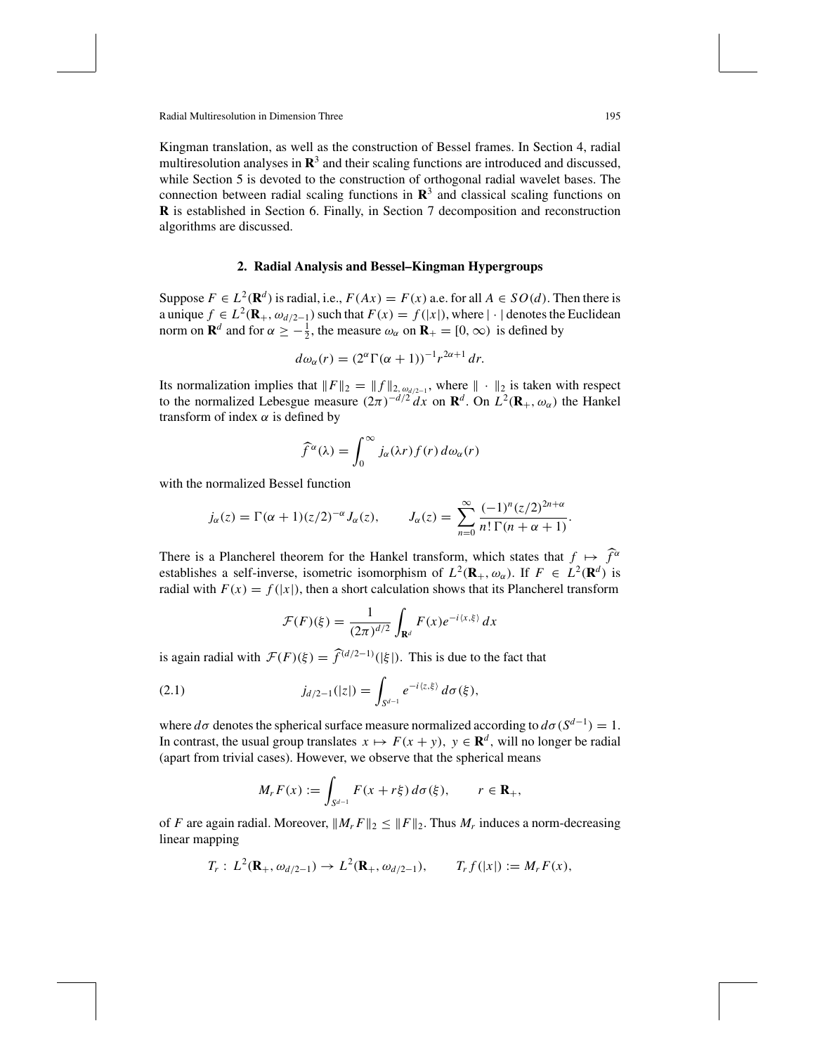Kingman translation, as well as the construction of Bessel frames. In Section 4, radial multiresolution analyses in $\mathbf{R}^3$ and their scaling functions are introduced and discussed, while Section 5 is devoted to the construction of orthogonal radial wavelet bases. The connection between radial scaling functions in $\mathbf{R}^3$ and classical scaling functions on $\mathbf{R}$ is established in Section 6. Finally, in Section 7 decomposition and reconstruction algorithms are discussed.

## 2. Radial Analysis and Bessel–Kingman Hypergroups

Suppose $F \in L^2(\mathbf{R}^d)$ is radial, i.e., $F(Ax) = F(x)$ a.e. for all $A \in SO(d)$. Then there is a unique $f \in L^2(\mathbf{R}_+, \omega_{d/2-1})$ such that $F(x) = f(|x|)$, where $|\cdot|$ denotes the Euclidean norm on $\mathbf{R}^d$ and for $\alpha \geq -\frac{1}{2}$, the measure $\omega_\alpha$ on $\mathbf{R}_+ = [0, \infty)$ is defined by

$$d\omega_\alpha(r) = (2^\alpha \Gamma(\alpha + 1))^{-1} r^{2\alpha+1}\, dr.$$

Its normalization implies that $\|F\|_2 = \|f\|_{2, \omega_{d/2-1}}$, where $\|\cdot\|_2$ is taken with respect to the normalized Lebesgue measure $(2\pi)^{-d/2}\, dx$ on $\mathbf{R}^d$. On $L^2(\mathbf{R}_+, \omega_\alpha)$ the Hankel transform of index $\alpha$ is defined by

$$\widehat{f}^{\,\alpha}(\lambda) = \int_0^\infty j_\alpha(\lambda r) f(r)\, d\omega_\alpha(r)$$

with the normalized Bessel function

$$j_\alpha(z) = \Gamma(\alpha + 1)(z/2)^{-\alpha} J_\alpha(z), \qquad J_\alpha(z) = \sum_{n=0}^\infty \frac{(-1)^n (z/2)^{2n+\alpha}}{n!\, \Gamma(n + \alpha + 1)}.$$

There is a Plancherel theorem for the Hankel transform, which states that $f \mapsto \widehat{f}^{\,\alpha}$ establishes a self-inverse, isometric isomorphism of $L^2(\mathbf{R}_+, \omega_\alpha)$. If $F \in L^2(\mathbf{R}^d)$ is radial with $F(x) = f(|x|)$, then a short calculation shows that its Plancherel transform

$$\mathcal{F}(F)(\xi) = \frac{1}{(2\pi)^{d/2}} \int_{\mathbf{R}^d} F(x) e^{-i\langle x, \xi\rangle}\, dx$$

is again radial with $\mathcal{F}(F)(\xi) = \widehat{f}^{\,(d/2-1)}(|\xi|)$. This is due to the fact that

$$j_{d/2-1}(|z|) = \int_{S^{d-1}} e^{-i\langle z, \xi\rangle}\, d\sigma(\xi), \tag{2.1}$$

where $d\sigma$ denotes the spherical surface measure normalized according to $d\sigma(S^{d-1}) = 1$. In contrast, the usual group translates $x \mapsto F(x + y),\ y \in \mathbf{R}^d$, will no longer be radial (apart from trivial cases). However, we observe that the spherical means

$$M_r F(x) := \int_{S^{d-1}} F(x + r\xi)\, d\sigma(\xi), \qquad r \in \mathbf{R}_+,$$

of $F$ are again radial. Moreover, $\|M_r F\|_2 \leq \|F\|_2$. Thus $M_r$ induces a norm-decreasing linear mapping

$$T_r : L^2(\mathbf{R}_+, \omega_{d/2-1}) \to L^2(\mathbf{R}_+, \omega_{d/2-1}), \qquad T_r f(|x|) := M_r F(x),$$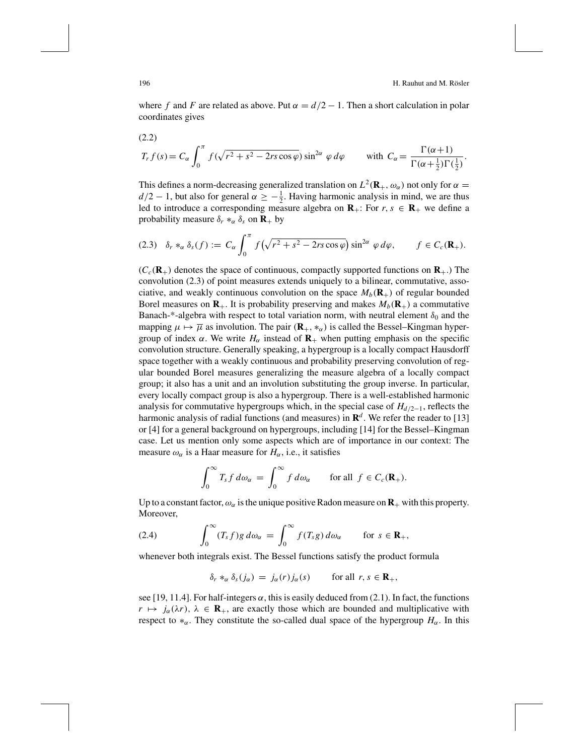where $f$ and $F$ are related as above. Put $\alpha = d/2 - 1$. Then a short calculation in polar coordinates gives

(2.2)

$$T_r f(s) = C_\alpha \int_0^\pi f(\sqrt{r^2 + s^2 - 2rs\cos\varphi}) \sin^{2\alpha} \varphi \, d\varphi \qquad \text{with } C_\alpha = \frac{\Gamma(\alpha+1)}{\Gamma(\alpha+\frac{1}{2})\Gamma(\frac{1}{2})}.$$

This defines a norm-decreasing generalized translation on $L^2(\mathbf{R}_+, \omega_\alpha)$ not only for $\alpha = d/2 - 1$, but also for general $\alpha \geq -\frac{1}{2}$. Having harmonic analysis in mind, we are thus led to introduce a corresponding measure algebra on $\mathbf{R}_+$: For $r, s \in \mathbf{R}_+$ we define a probability measure $\delta_r *_\alpha \delta_s$ on $\mathbf{R}_+$ by

$$(2.3) \quad \delta_r *_\alpha \delta_s(f) := C_\alpha \int_0^\pi f\big(\sqrt{r^2 + s^2 - 2rs\cos\varphi}\big) \sin^{2\alpha} \varphi \, d\varphi, \qquad f \in C_c(\mathbf{R}_+).$$

($C_c(\mathbf{R}_+)$ denotes the space of continuous, compactly supported functions on $\mathbf{R}_+$.) The convolution (2.3) of point measures extends uniquely to a bilinear, commutative, associative, and weakly continuous convolution on the space $M_b(\mathbf{R}_+)$ of regular bounded Borel measures on $\mathbf{R}_+$. It is probability preserving and makes $M_b(\mathbf{R}_+)$ a commutative Banach-*-algebra with respect to total variation norm, with neutral element $\delta_0$ and the mapping $\mu \mapsto \overline{\mu}$ as involution. The pair $(\mathbf{R}_+, *_\alpha)$ is called the Bessel–Kingman hypergroup of index $\alpha$. We write $H_\alpha$ instead of $\mathbf{R}_+$ when putting emphasis on the specific convolution structure. Generally speaking, a hypergroup is a locally compact Hausdorff space together with a weakly continuous and probability preserving convolution of regular bounded Borel measures generalizing the measure algebra of a locally compact group; it also has a unit and an involution substituting the group inverse. In particular, every locally compact group is also a hypergroup. There is a well-established harmonic analysis for commutative hypergroups which, in the special case of $H_{d/2-1}$, reflects the harmonic analysis of radial functions (and measures) in $\mathbf{R}^d$. We refer the reader to [13] or [4] for a general background on hypergroups, including [14] for the Bessel–Kingman case. Let us mention only some aspects which are of importance in our context: The measure $\omega_\alpha$ is a Haar measure for $H_\alpha$, i.e., it satisfies

$$\int_0^\infty T_s f \, d\omega_\alpha = \int_0^\infty f \, d\omega_\alpha \qquad \text{for all } f \in C_c(\mathbf{R}_+).$$

Up to a constant factor, $\omega_\alpha$ is the unique positive Radon measure on $\mathbf{R}_+$ with this property. Moreover,

$$(2.4) \qquad \int_0^\infty (T_s f) g \, d\omega_\alpha = \int_0^\infty f (T_s g) \, d\omega_\alpha \qquad \text{for } s \in \mathbf{R}_+,$$

whenever both integrals exist. The Bessel functions satisfy the product formula

$$\delta_r *_\alpha \delta_s(j_\alpha) = j_\alpha(r) j_\alpha(s) \qquad \text{for all } r, s \in \mathbf{R}_+,$$

see [19, 11.4]. For half-integers $\alpha$, this is easily deduced from (2.1). In fact, the functions $r \mapsto j_\alpha(\lambda r)$, $\lambda \in \mathbf{R}_+$, are exactly those which are bounded and multiplicative with respect to $*_\alpha$. They constitute the so-called dual space of the hypergroup $H_\alpha$. In this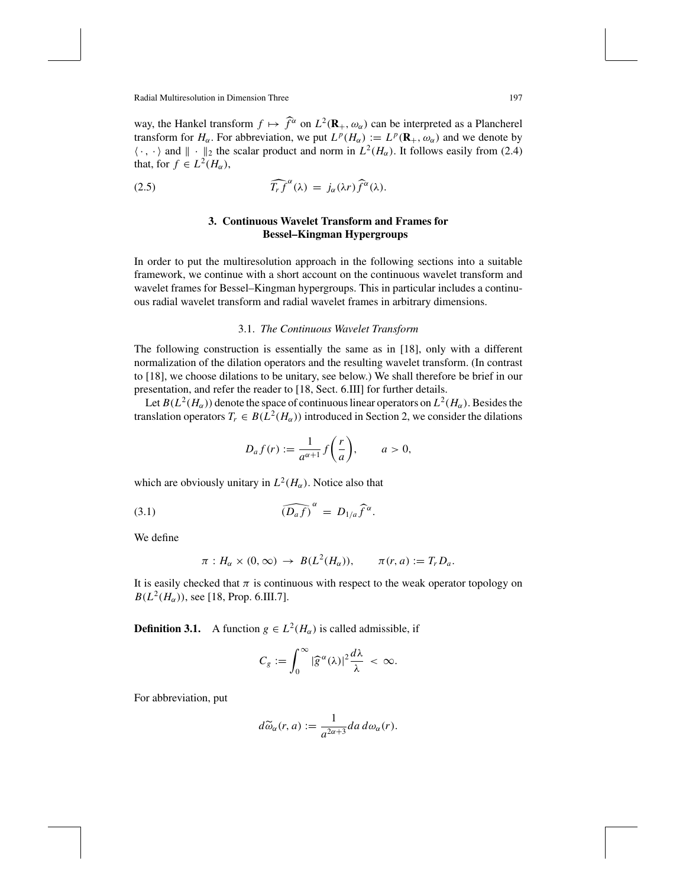way, the Hankel transform $f \mapsto \widehat{f}^\alpha$ on $L^2(\mathbf{R}_+, \omega_\alpha)$ can be interpreted as a Plancherel transform for $H_\alpha$. For abbreviation, we put $L^p(H_\alpha) := L^p(\mathbf{R}_+, \omega_\alpha)$ and we denote by $\langle \cdot, \cdot \rangle$ and $\| \cdot \|_2$ the scalar product and norm in $L^2(H_\alpha)$. It follows easily from (2.4) that, for $f \in L^2(H_\alpha)$,

$$\widehat{T_r f}^\alpha(\lambda) = j_\alpha(\lambda r)\widehat{f}^\alpha(\lambda). \tag{2.5}$$

## 3. Continuous Wavelet Transform and Frames for Bessel–Kingman Hypergroups

In order to put the multiresolution approach in the following sections into a suitable framework, we continue with a short account on the continuous wavelet transform and wavelet frames for Bessel–Kingman hypergroups. This in particular includes a continuous radial wavelet transform and radial wavelet frames in arbitrary dimensions.

### 3.1. *The Continuous Wavelet Transform*

The following construction is essentially the same as in [18], only with a different normalization of the dilation operators and the resulting wavelet transform. (In contrast to [18], we choose dilations to be unitary, see below.) We shall therefore be brief in our presentation, and refer the reader to [18, Sect. 6.III] for further details.

Let $B(L^2(H_\alpha))$ denote the space of continuous linear operators on $L^2(H_\alpha)$. Besides the translation operators $T_r \in B(L^2(H_\alpha))$ introduced in Section 2, we consider the dilations

$$D_a f(r) := \frac{1}{a^{\alpha+1}} f\left(\frac{r}{a}\right), \qquad a > 0,$$

which are obviously unitary in $L^2(H_\alpha)$. Notice also that

$$\widehat{(D_a f)}^\alpha = D_{1/a} \widehat{f}^\alpha. \tag{3.1}$$

We define

$$\pi : H_\alpha \times (0, \infty) \to B(L^2(H_\alpha)), \qquad \pi(r, a) := T_r D_a.$$

It is easily checked that $\pi$ is continuous with respect to the weak operator topology on $B(L^2(H_\alpha))$, see [18, Prop. 6.III.7].

**Definition 3.1.** A function $g \in L^2(H_\alpha)$ is called admissible, if

$$C_g := \int_0^\infty |\widehat{g}^\alpha(\lambda)|^2 \frac{d\lambda}{\lambda} < \infty.$$

For abbreviation, put

$$d\widetilde{\omega}_\alpha(r, a) := \frac{1}{a^{2\alpha+3}} da\, d\omega_\alpha(r).$$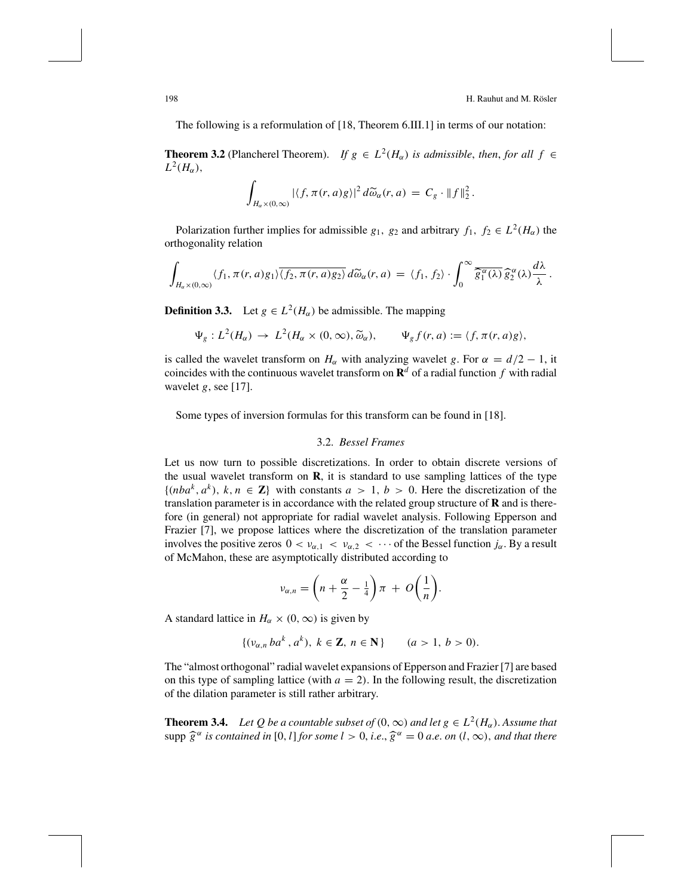The following is a reformulation of [18, Theorem 6.III.1] in terms of our notation:

**Theorem 3.2** (Plancherel Theorem). *If $g \in L^2(H_\alpha)$ is admissible, then, for all $f \in L^2(H_\alpha)$,*

$$\int_{H_\alpha \times (0,\infty)} |\langle f, \pi(r,a)g\rangle|^2 \, d\widetilde{\omega}_\alpha(r,a) \,=\, C_g \cdot \|f\|_2^2 .$$

Polarization further implies for admissible $g_1,\ g_2$ and arbitrary $f_1,\ f_2 \in L^2(H_\alpha)$ the orthogonality relation

$$\int_{H_\alpha \times (0,\infty)} \langle f_1, \pi(r,a)g_1\rangle \overline{\langle f_2, \pi(r,a)g_2\rangle} \, d\widetilde{\omega}_\alpha(r,a) \,=\, \langle f_1,\, f_2\rangle \cdot \int_0^\infty \overline{\widehat{g}_1^{\,\alpha}(\lambda)}\, \widehat{g}_2^{\,\alpha}(\lambda) \frac{d\lambda}{\lambda} .$$

**Definition 3.3.** Let $g \in L^2(H_\alpha)$ be admissible. The mapping

$$\Psi_g : L^2(H_\alpha) \,\to\, L^2(H_\alpha \times (0,\infty), \widetilde{\omega}_\alpha), \qquad \Psi_g f(r,a) := \langle f, \pi(r,a)g\rangle,$$

is called the wavelet transform on $H_\alpha$ with analyzing wavelet $g$. For $\alpha = d/2 - 1$, it coincides with the continuous wavelet transform on $\mathbf{R}^d$ of a radial function $f$ with radial wavelet $g$, see [17].

Some types of inversion formulas for this transform can be found in [18].

### 3.2. *Bessel Frames*

Let us now turn to possible discretizations. In order to obtain discrete versions of the usual wavelet transform on $\mathbf{R}$, it is standard to use sampling lattices of the type $\{(nba^k, a^k),\ k, n \in \mathbf{Z}\}$ with constants $a > 1,\ b > 0$. Here the discretization of the translation parameter is in accordance with the related group structure of $\mathbf{R}$ and is therefore (in general) not appropriate for radial wavelet analysis. Following Epperson and Frazier [7], we propose lattices where the discretization of the translation parameter involves the positive zeros $0 < \nu_{\alpha,1} < \nu_{\alpha,2} < \cdots$ of the Bessel function $j_\alpha$. By a result of McMahon, these are asymptotically distributed according to

$$\nu_{\alpha,n} = \left(n + \frac{\alpha}{2} - \tfrac{1}{4}\right)\pi \,+\, O\!\left(\frac{1}{n}\right).$$

A standard lattice in $H_\alpha \times (0,\infty)$ is given by

$$\{(\nu_{\alpha,n}\, ba^k\,,\, a^k),\ k \in \mathbf{Z},\ n \in \mathbf{N}\} \qquad (a > 1,\ b > 0).$$

The "almost orthogonal" radial wavelet expansions of Epperson and Frazier [7] are based on this type of sampling lattice (with $a = 2$). In the following result, the discretization of the dilation parameter is still rather arbitrary.

**Theorem 3.4.** *Let $Q$ be a countable subset of $(0,\infty)$ and let $g \in L^2(H_\alpha)$. Assume that $\operatorname{supp} \widehat{g}^{\,\alpha}$ is contained in $[0, l]$ for some $l > 0$, i.e., $\widehat{g}^{\,\alpha} = 0$ a.e. on $(l, \infty)$, and that there*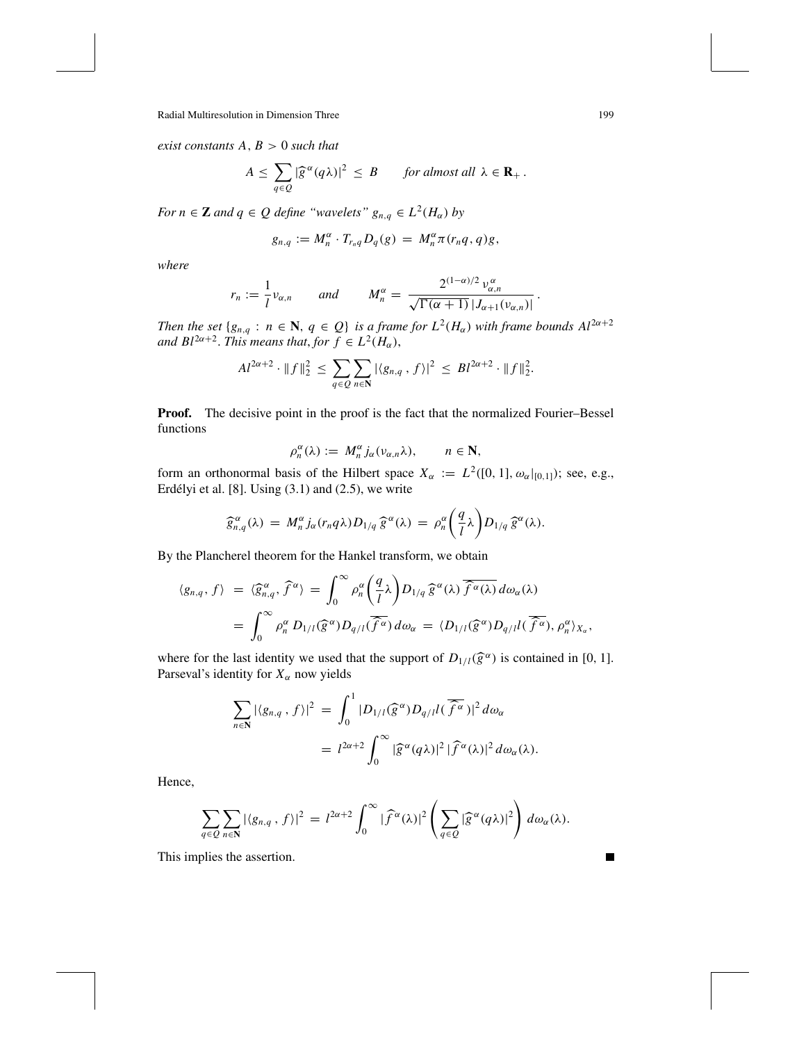*exist constants $A, B > 0$ such that*

$$A \leq \sum_{q \in Q} |\widehat{g}^{\alpha}(q\lambda)|^2 \leq B \qquad \text{for almost all } \lambda \in \mathbf{R}_+ .$$

*For $n \in \mathbf{Z}$ and $q \in Q$ define "wavelets" $g_{n,q} \in L^2(H_\alpha)$ by*

$$g_{n,q} := M_n^\alpha \cdot T_{r_n q} D_q(g) = M_n^\alpha \pi(r_n q, q) g,$$

*where*

$$r_n := \frac{1}{l} \nu_{\alpha,n} \qquad \text{and} \qquad M_n^\alpha = \frac{2^{(1-\alpha)/2}\, \nu_{\alpha,n}^\alpha}{\sqrt{\Gamma(\alpha+1)}\, |J_{\alpha+1}(\nu_{\alpha,n})|} .$$

*Then the set $\{g_{n,q} : n \in \mathbf{N},\, q \in Q\}$ is a frame for $L^2(H_\alpha)$ with frame bounds $Al^{2\alpha+2}$ and $Bl^{2\alpha+2}$. This means that, for $f \in L^2(H_\alpha)$,*

$$Al^{2\alpha+2} \cdot \|f\|_2^2 \leq \sum_{q \in Q} \sum_{n \in \mathbf{N}} |\langle g_{n,q}\, , f \rangle|^2 \leq Bl^{2\alpha+2} \cdot \|f\|_2^2.$$

**Proof.** The decisive point in the proof is the fact that the normalized Fourier–Bessel functions

$$\rho_n^\alpha(\lambda) := M_n^\alpha\, j_\alpha(\nu_{\alpha,n}\lambda), \qquad n \in \mathbf{N},$$

form an orthonormal basis of the Hilbert space $X_\alpha := L^2([0,1], \omega_\alpha|_{[0,1]})$; see, e.g., Erdélyi et al. [8]. Using (3.1) and (2.5), we write

$$\widehat{g}_{n,q}^\alpha(\lambda) = M_n^\alpha\, j_\alpha(r_n q \lambda) D_{1/q}\, \widehat{g}^\alpha(\lambda) = \rho_n^\alpha\!\left(\frac{q}{l}\lambda\right) D_{1/q}\, \widehat{g}^\alpha(\lambda).$$

By the Plancherel theorem for the Hankel transform, we obtain

$$\begin{aligned}
\langle g_{n,q}, f \rangle &= \langle \widehat{g}_{n,q}^\alpha, \widehat{f}^\alpha \rangle = \int_0^\infty \rho_n^\alpha\!\left(\frac{q}{l}\lambda\right) D_{1/q}\, \widehat{g}^\alpha(\lambda)\, \overline{\widehat{f}^\alpha(\lambda)}\, d\omega_\alpha(\lambda) \\
&= \int_0^\infty \rho_n^\alpha\, D_{1/l}(\widehat{g}^\alpha) D_{q/l}(\overline{\widehat{f}^\alpha})\, d\omega_\alpha = \langle D_{1/l}(\widehat{g}^\alpha) D_{q/l} l(\overline{\widehat{f}^\alpha}), \rho_n^\alpha \rangle_{X_\alpha},
\end{aligned}$$

where for the last identity we used that the support of $D_{1/l}(\widehat{g}^\alpha)$ is contained in $[0,1]$. Parseval's identity for $X_\alpha$ now yields

$$\begin{aligned}
\sum_{n \in \mathbf{N}} |\langle g_{n,q}\, , f \rangle|^2 &= \int_0^1 |D_{1/l}(\widehat{g}^\alpha) D_{q/l} l(\overline{\widehat{f}^\alpha})|^2\, d\omega_\alpha \\
&= l^{2\alpha+2} \int_0^\infty |\widehat{g}^\alpha(q\lambda)|^2\, |\widehat{f}^\alpha(\lambda)|^2\, d\omega_\alpha(\lambda).
\end{aligned}$$

Hence,

$$\sum_{q \in Q} \sum_{n \in \mathbf{N}} |\langle g_{n,q}\, , f \rangle|^2 = l^{2\alpha+2} \int_0^\infty |\widehat{f}^\alpha(\lambda)|^2 \left( \sum_{q \in Q} |\widehat{g}^\alpha(q\lambda)|^2 \right) d\omega_\alpha(\lambda).$$

This implies the assertion. ■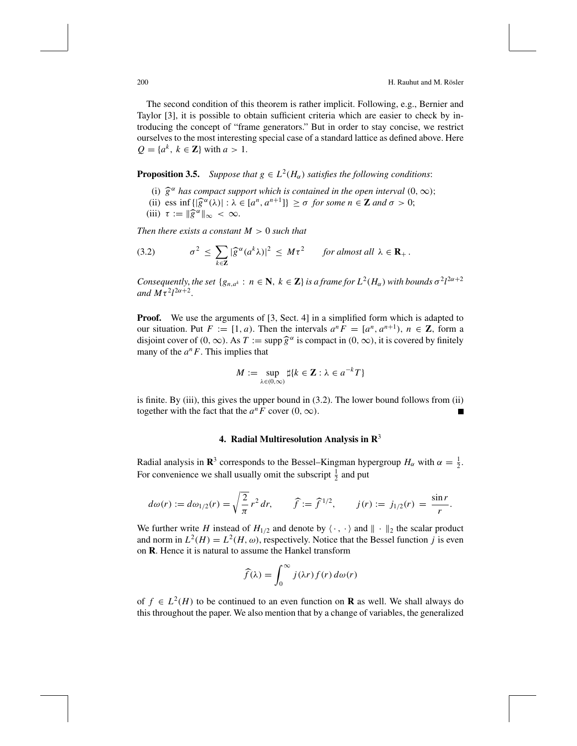The second condition of this theorem is rather implicit. Following, e.g., Bernier and Taylor [3], it is possible to obtain sufficient criteria which are easier to check by introducing the concept of "frame generators." But in order to stay concise, we restrict ourselves to the most interesting special case of a standard lattice as defined above. Here $Q = \{a^k,\ k \in \mathbf{Z}\}$ with $a > 1$.

**Proposition 3.5.** *Suppose that $g \in L^2(H_\alpha)$ satisfies the following conditions*:

(i) $\widehat{g}^{\alpha}$ *has compact support which is contained in the open interval* $(0, \infty)$;
(ii) $\operatorname{ess\,inf}\{|\widehat{g}^{\alpha}(\lambda)| : \lambda \in [a^n, a^{n+1}]\} \geq \sigma$ *for some* $n \in \mathbf{Z}$ *and* $\sigma > 0$;
(iii) $\tau := \|\widehat{g}^{\alpha}\|_\infty < \infty$.

*Then there exists a constant $M > 0$ such that*

$$\sigma^2 \;\leq\; \sum_{k\in\mathbf{Z}} |\widehat{g}^{\alpha}(a^k\lambda)|^2 \;\leq\; M\tau^2 \qquad \textit{for almost all } \lambda \in \mathbf{R}_+ . \tag{3.2}$$

*Consequently, the set $\{g_{n,a^k} : n \in \mathbf{N},\ k \in \mathbf{Z}\}$ is a frame for $L^2(H_\alpha)$ with bounds $\sigma^2 l^{2\alpha+2}$ and $M\tau^2 l^{2\alpha+2}$.*

**Proof.** We use the arguments of [3, Sect. 4] in a simplified form which is adapted to our situation. Put $F := [1, a)$. Then the intervals $a^n F = [a^n, a^{n+1})$, $n \in \mathbf{Z}$, form a disjoint cover of $(0, \infty)$. As $T := \operatorname{supp} \widehat{g}^{\alpha}$ is compact in $(0, \infty)$, it is covered by finitely many of the $a^n F$. This implies that

$$M := \sup_{\lambda\in(0,\infty)} \sharp\{k \in \mathbf{Z} : \lambda \in a^{-k} T\}$$

is finite. By (iii), this gives the upper bound in (3.2). The lower bound follows from (ii) together with the fact that the $a^n F$ cover $(0, \infty)$. ∎

## 4. Radial Multiresolution Analysis in $\mathbf{R}^3$

Radial analysis in $\mathbf{R}^3$ corresponds to the Bessel–Kingman hypergroup $H_\alpha$ with $\alpha = \frac{1}{2}$. For convenience we shall usually omit the subscript $\frac{1}{2}$ and put

$$d\omega(r) := d\omega_{1/2}(r) = \sqrt{\frac{2}{\pi}}\, r^2\, dr, \qquad \widehat{f} := \widehat{f}^{\,1/2}, \qquad j(r) := j_{1/2}(r) = \frac{\sin r}{r}.$$

We further write $H$ instead of $H_{1/2}$ and denote by $\langle\cdot\,,\,\cdot\rangle$ and $\|\cdot\|_2$ the scalar product and norm in $L^2(H) = L^2(H, \omega)$, respectively. Notice that the Bessel function $j$ is even on $\mathbf{R}$. Hence it is natural to assume the Hankel transform

$$\widehat{f}(\lambda) = \int_0^\infty j(\lambda r) f(r)\, d\omega(r)$$

of $f \in L^2(H)$ to be continued to an even function on $\mathbf{R}$ as well. We shall always do this throughout the paper. We also mention that by a change of variables, the generalized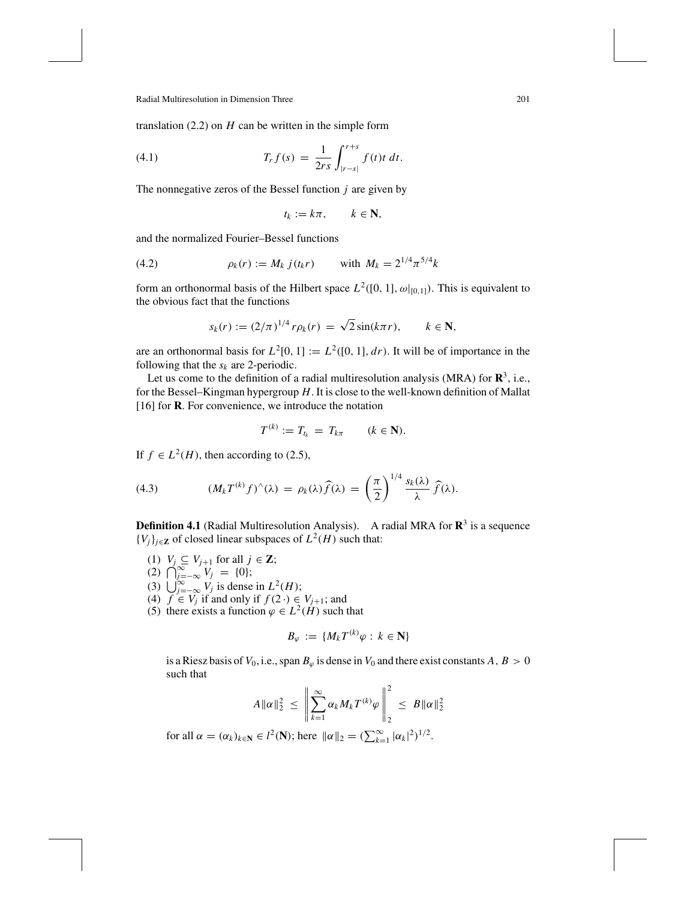translation (2.2) on $H$ can be written in the simple form

$$T_r f(s) = \frac{1}{2rs} \int_{|r-s|}^{r+s} f(t) t \, dt. \tag{4.1}$$

The nonnegative zeros of the Bessel function $j$ are given by

$$t_k := k\pi, \qquad k \in \mathbf{N},$$

and the normalized Fourier–Bessel functions

$$\rho_k(r) := M_k \, j(t_k r) \qquad \text{with } M_k = 2^{1/4} \pi^{5/4} k \tag{4.2}$$

form an orthonormal basis of the Hilbert space $L^2([0,1], \omega|_{[0,1]})$. This is equivalent to the obvious fact that the functions

$$s_k(r) := (2/\pi)^{1/4} \, r \rho_k(r) = \sqrt{2} \sin(k\pi r), \qquad k \in \mathbf{N},$$

are an orthonormal basis for $L^2[0,1] := L^2([0,1], dr)$. It will be of importance in the following that the $s_k$ are 2-periodic.

Let us come to the definition of a radial multiresolution analysis (MRA) for $\mathbf{R}^3$, i.e., for the Bessel–Kingman hypergroup $H$. It is close to the well-known definition of Mallat [16] for $\mathbf{R}$. For convenience, we introduce the notation

$$T^{(k)} := T_{t_k} = T_{k\pi} \qquad (k \in \mathbf{N}).$$

If $f \in L^2(H)$, then according to (2.5),

$$(M_k T^{(k)} f)^\wedge(\lambda) = \rho_k(\lambda) \widehat{f}(\lambda) = \left(\frac{\pi}{2}\right)^{1/4} \frac{s_k(\lambda)}{\lambda} \, \widehat{f}(\lambda). \tag{4.3}$$

**Definition 4.1** (Radial Multiresolution Analysis). A radial MRA for $\mathbf{R}^3$ is a sequence $\{V_j\}_{j \in \mathbf{Z}}$ of closed linear subspaces of $L^2(H)$ such that:

(1) $V_j \subseteq V_{j+1}$ for all $j \in \mathbf{Z}$;
(2) $\bigcap_{j=-\infty}^{\infty} V_j = \{0\}$;
(3) $\bigcup_{j=-\infty}^{\infty} V_j$ is dense in $L^2(H)$;
(4) $f \in V_j$ if and only if $f(2\,\cdot) \in V_{j+1}$; and
(5) there exists a function $\varphi \in L^2(H)$ such that

$$B_\varphi := \{M_k T^{(k)} \varphi : \, k \in \mathbf{N}\}$$

is a Riesz basis of $V_0$, i.e., span $B_\varphi$ is dense in $V_0$ and there exist constants $A, B > 0$ such that

$$A \|\alpha\|_2^2 \leq \left\| \sum_{k=1}^{\infty} \alpha_k M_k T^{(k)} \varphi \right\|_2^2 \leq B \|\alpha\|_2^2$$

for all $\alpha = (\alpha_k)_{k \in \mathbf{N}} \in l^2(\mathbf{N})$; here $\|\alpha\|_2 = (\sum_{k=1}^{\infty} |\alpha_k|^2)^{1/2}$.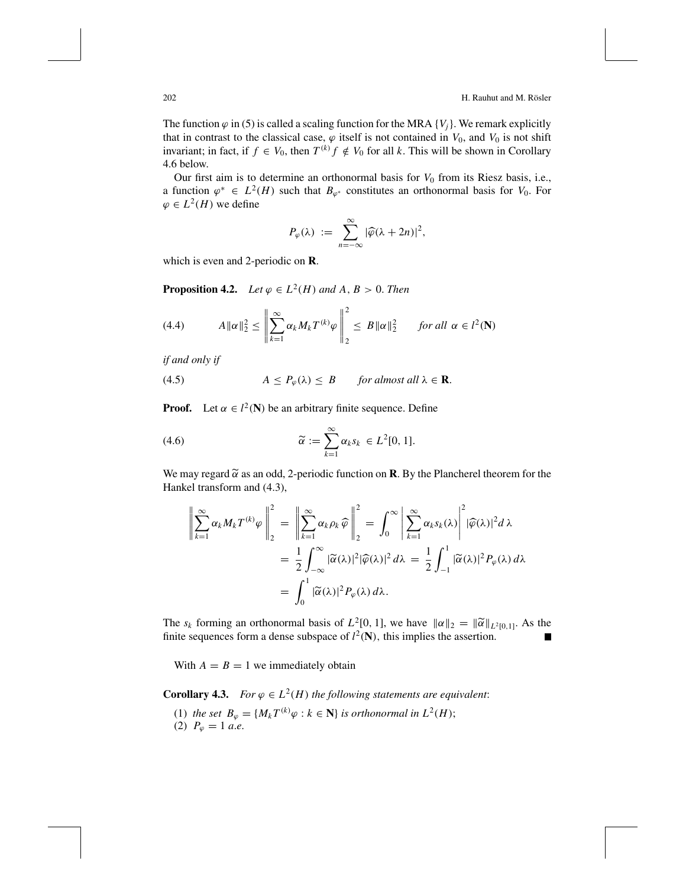The function $\varphi$ in (5) is called a scaling function for the MRA $\{V_j\}$. We remark explicitly that in contrast to the classical case, $\varphi$ itself is not contained in $V_0$, and $V_0$ is not shift invariant; in fact, if $f \in V_0$, then $T^{(k)} f \notin V_0$ for all $k$. This will be shown in Corollary 4.6 below.

Our first aim is to determine an orthonormal basis for $V_0$ from its Riesz basis, i.e., a function $\varphi^* \in L^2(H)$ such that $B_{\varphi^*}$ constitutes an orthonormal basis for $V_0$. For $\varphi \in L^2(H)$ we define

$$P_\varphi(\lambda) := \sum_{n=-\infty}^{\infty} |\widehat{\varphi}(\lambda + 2n)|^2,$$

which is even and 2-periodic on $\mathbf{R}$.

**Proposition 4.2.** *Let $\varphi \in L^2(H)$ and $A, B > 0$. Then*

$$A\|\alpha\|_2^2 \leq \left\| \sum_{k=1}^{\infty} \alpha_k M_k T^{(k)} \varphi \right\|_2^2 \leq B\|\alpha\|_2^2 \qquad \text{for all } \alpha \in l^2(\mathbf{N}) \tag{4.4}$$

*if and only if*

$$A \leq P_\varphi(\lambda) \leq B \qquad \text{for almost all } \lambda \in \mathbf{R}. \tag{4.5}$$

**Proof.** Let $\alpha \in l^2(\mathbf{N})$ be an arbitrary finite sequence. Define

$$\widetilde{\alpha} := \sum_{k=1}^{\infty} \alpha_k s_k \in L^2[0, 1]. \tag{4.6}$$

We may regard $\widetilde{\alpha}$ as an odd, 2-periodic function on $\mathbf{R}$. By the Plancherel theorem for the Hankel transform and (4.3),

$$\begin{aligned}
\left\| \sum_{k=1}^{\infty} \alpha_k M_k T^{(k)} \varphi \right\|_2^2 &= \left\| \sum_{k=1}^{\infty} \alpha_k \rho_k \, \widehat{\varphi} \right\|_2^2 = \int_0^{\infty} \left| \sum_{k=1}^{\infty} \alpha_k s_k(\lambda) \right|^2 |\widehat{\varphi}(\lambda)|^2 d\,\lambda \\
&= \frac{1}{2} \int_{-\infty}^{\infty} |\widetilde{\alpha}(\lambda)|^2 |\widehat{\varphi}(\lambda)|^2 \, d\lambda = \frac{1}{2} \int_{-1}^{1} |\widetilde{\alpha}(\lambda)|^2 P_\varphi(\lambda) \, d\lambda \\
&= \int_0^1 |\widetilde{\alpha}(\lambda)|^2 P_\varphi(\lambda) \, d\lambda.
\end{aligned}$$

The $s_k$ forming an orthonormal basis of $L^2[0, 1]$, we have $\|\alpha\|_2 = \|\widetilde{\alpha}\|_{L^2[0,1]}$. As the finite sequences form a dense subspace of $l^2(\mathbf{N})$, this implies the assertion. ∎

With $A = B = 1$ we immediately obtain

**Corollary 4.3.** *For $\varphi \in L^2(H)$ the following statements are equivalent*:

(1) *the set $B_\varphi = \{M_k T^{(k)} \varphi : k \in \mathbf{N}\}$ is orthonormal in $L^2(H)$;*
(2) $P_\varphi = 1$ *a.e.*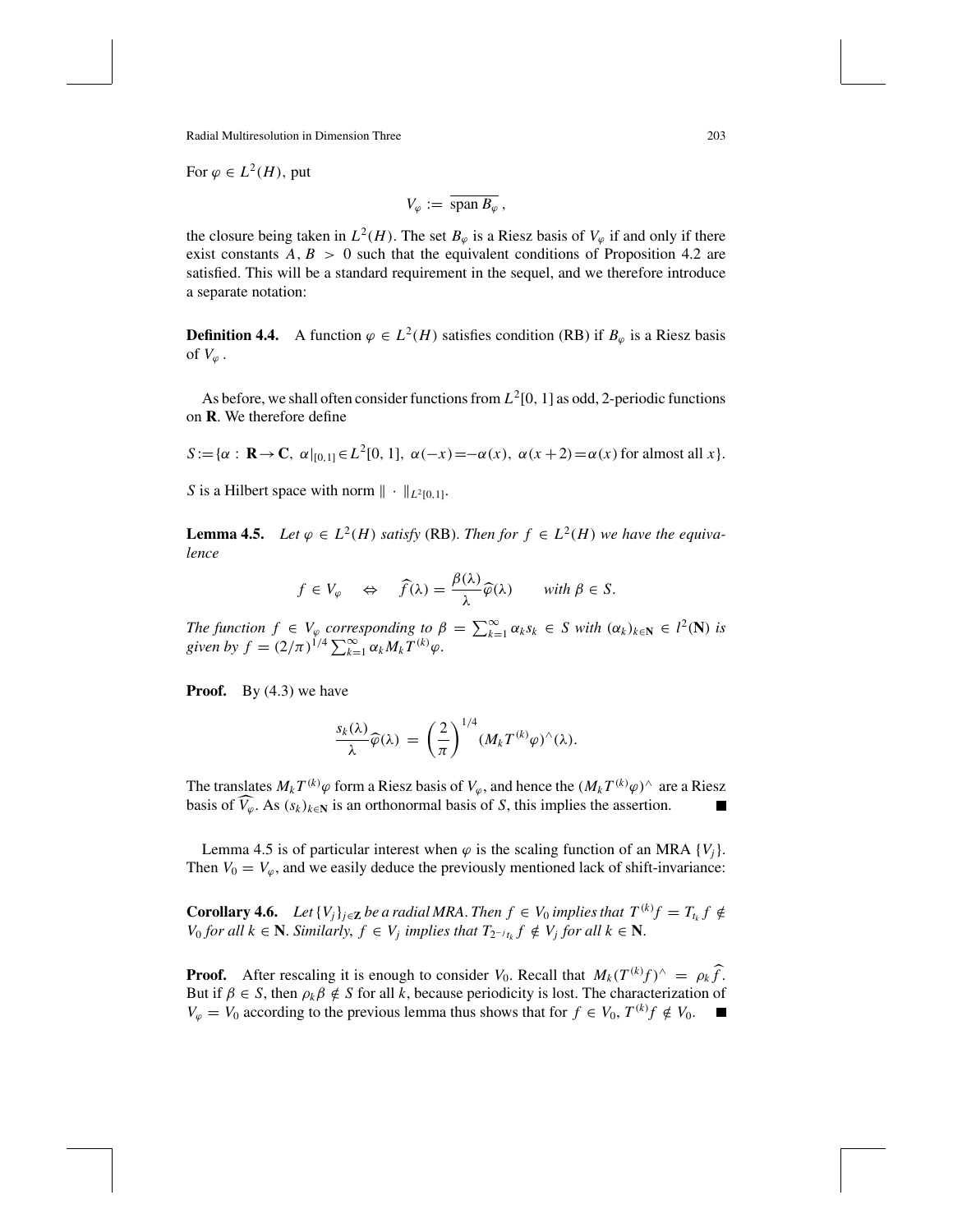For $\varphi \in L^2(H)$, put

$$V_\varphi := \overline{\text{span}\, B_\varphi}\,,$$

the closure being taken in $L^2(H)$. The set $B_\varphi$ is a Riesz basis of $V_\varphi$ if and only if there exist constants $A, B > 0$ such that the equivalent conditions of Proposition 4.2 are satisfied. This will be a standard requirement in the sequel, and we therefore introduce a separate notation:

**Definition 4.4.** A function $\varphi \in L^2(H)$ satisfies condition (RB) if $B_\varphi$ is a Riesz basis of $V_\varphi$.

As before, we shall often consider functions from $L^2[0,1]$ as odd, 2-periodic functions on $\mathbf{R}$. We therefore define

$$S := \{\alpha : \mathbf{R} \to \mathbf{C},\ \alpha|_{[0,1]} \in L^2[0,1],\ \alpha(-x) = -\alpha(x),\ \alpha(x+2) = \alpha(x) \text{ for almost all } x\}.$$

$S$ is a Hilbert space with norm $\|\cdot\|_{L^2[0,1]}$.

**Lemma 4.5.** *Let $\varphi \in L^2(H)$ satisfy* (RB). *Then for $f \in L^2(H)$ we have the equivalence*

$$f \in V_\varphi \quad \Leftrightarrow \quad \widehat{f}(\lambda) = \frac{\beta(\lambda)}{\lambda}\widehat{\varphi}(\lambda) \qquad \text{with } \beta \in S.$$

*The function $f \in V_\varphi$ corresponding to $\beta = \sum_{k=1}^\infty \alpha_k s_k \in S$ with $(\alpha_k)_{k\in\mathbf{N}} \in l^2(\mathbf{N})$ is given by $f = (2/\pi)^{1/4}\sum_{k=1}^\infty \alpha_k M_k T^{(k)}\varphi$.*

**Proof.** By (4.3) we have

$$\frac{s_k(\lambda)}{\lambda}\widehat{\varphi}(\lambda) = \left(\frac{2}{\pi}\right)^{1/4}(M_k T^{(k)}\varphi)^\wedge(\lambda).$$

The translates $M_k T^{(k)}\varphi$ form a Riesz basis of $V_\varphi$, and hence the $(M_k T^{(k)}\varphi)^\wedge$ are a Riesz basis of $\widehat{V_\varphi}$. As $(s_k)_{k\in\mathbf{N}}$ is an orthonormal basis of $S$, this implies the assertion. ∎

Lemma 4.5 is of particular interest when $\varphi$ is the scaling function of an MRA $\{V_j\}$. Then $V_0 = V_\varphi$, and we easily deduce the previously mentioned lack of shift-invariance:

**Corollary 4.6.** *Let $\{V_j\}_{j\in\mathbf{Z}}$ be a radial MRA. Then $f \in V_0$ implies that $T^{(k)}f = T_{t_k}f \notin V_0$ for all $k \in \mathbf{N}$. Similarly, $f \in V_j$ implies that $T_{2^{-j}t_k}f \notin V_j$ for all $k \in \mathbf{N}$.*

**Proof.** After rescaling it is enough to consider $V_0$. Recall that $M_k(T^{(k)}f)^\wedge = \rho_k\widehat{f}$. But if $\beta \in S$, then $\rho_k\beta \notin S$ for all $k$, because periodicity is lost. The characterization of $V_\varphi = V_0$ according to the previous lemma thus shows that for $f \in V_0$, $T^{(k)}f \notin V_0$. ∎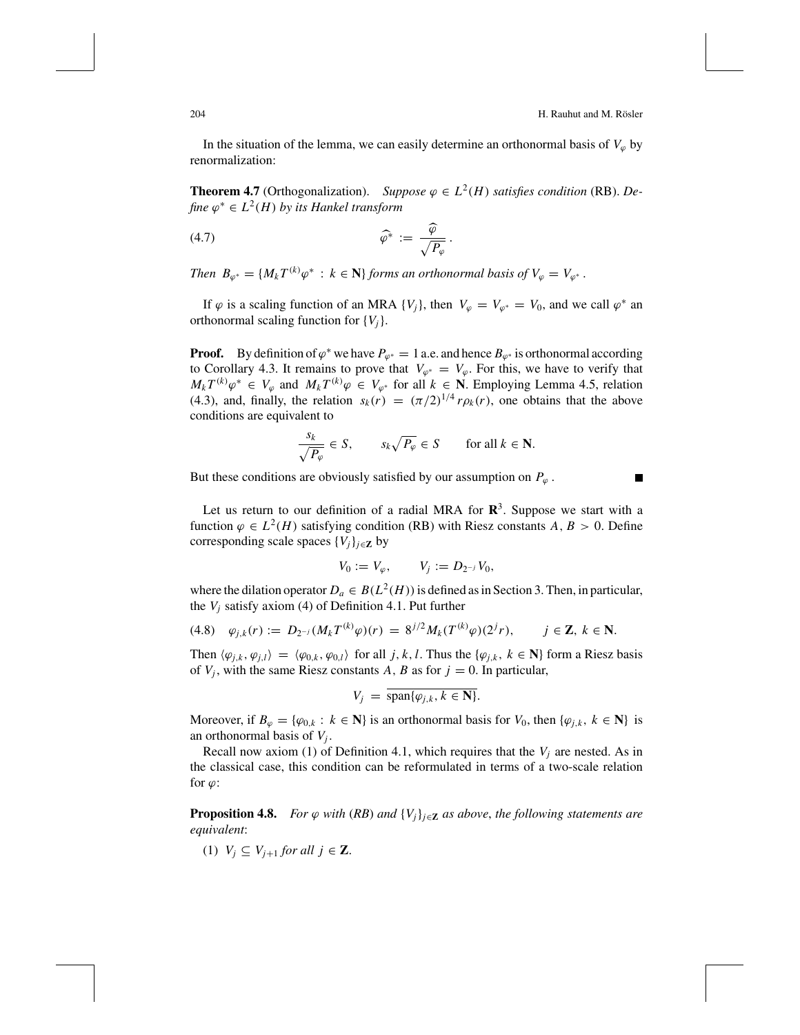In the situation of the lemma, we can easily determine an orthonormal basis of $V_\varphi$ by renormalization:

**Theorem 4.7** (Orthogonalization). *Suppose $\varphi \in L^2(H)$ satisfies condition* (RB). *Define $\varphi^* \in L^2(H)$ by its Hankel transform*

$$\widehat{\varphi^*} := \frac{\widehat{\varphi}}{\sqrt{P_\varphi}}. \tag{4.7}$$

*Then $B_{\varphi^*} = \{M_k T^{(k)} \varphi^* : k \in \mathbf{N}\}$ forms an orthonormal basis of $V_\varphi = V_{\varphi^*}$.*

If $\varphi$ is a scaling function of an MRA $\{V_j\}$, then $V_\varphi = V_{\varphi^*} = V_0$, and we call $\varphi^*$ an orthonormal scaling function for $\{V_j\}$.

**Proof.** By definition of $\varphi^*$ we have $P_{\varphi^*} = 1$ a.e. and hence $B_{\varphi^*}$ is orthonormal according to Corollary 4.3. It remains to prove that $V_{\varphi^*} = V_\varphi$. For this, we have to verify that $M_k T^{(k)} \varphi^* \in V_\varphi$ and $M_k T^{(k)} \varphi \in V_{\varphi^*}$ for all $k \in \mathbf{N}$. Employing Lemma 4.5, relation (4.3), and, finally, the relation $s_k(r) = (\pi/2)^{1/4} r \rho_k(r)$, one obtains that the above conditions are equivalent to

$$\frac{s_k}{\sqrt{P_\varphi}} \in S, \qquad s_k \sqrt{P_\varphi} \in S \qquad \text{for all } k \in \mathbf{N}.$$

But these conditions are obviously satisfied by our assumption on $P_\varphi$. ■

Let us return to our definition of a radial MRA for $\mathbf{R}^3$. Suppose we start with a function $\varphi \in L^2(H)$ satisfying condition (RB) with Riesz constants $A, B > 0$. Define corresponding scale spaces $\{V_j\}_{j \in \mathbf{Z}}$ by

$$V_0 := V_\varphi, \qquad V_j := D_{2^{-j}} V_0,$$

where the dilation operator $D_a \in B(L^2(H))$ is defined as in Section 3. Then, in particular, the $V_j$ satisfy axiom (4) of Definition 4.1. Put further

$$\varphi_{j,k}(r) := D_{2^{-j}}(M_k T^{(k)} \varphi)(r) = 8^{j/2} M_k (T^{(k)} \varphi)(2^j r), \qquad j \in \mathbf{Z},\ k \in \mathbf{N}. \tag{4.8}$$

Then $\langle \varphi_{j,k}, \varphi_{j,l} \rangle = \langle \varphi_{0,k}, \varphi_{0,l} \rangle$ for all $j, k, l$. Thus the $\{\varphi_{j,k},\ k \in \mathbf{N}\}$ form a Riesz basis of $V_j$, with the same Riesz constants $A, B$ as for $j = 0$. In particular,

$$V_j = \overline{\operatorname{span}\{\varphi_{j,k}, k \in \mathbf{N}\}}.$$

Moreover, if $B_\varphi = \{\varphi_{0,k} : k \in \mathbf{N}\}$ is an orthonormal basis for $V_0$, then $\{\varphi_{j,k},\ k \in \mathbf{N}\}$ is an orthonormal basis of $V_j$.

Recall now axiom (1) of Definition 4.1, which requires that the $V_j$ are nested. As in the classical case, this condition can be reformulated in terms of a two-scale relation for $\varphi$:

**Proposition 4.8.** *For $\varphi$ with* (RB) *and $\{V_j\}_{j \in \mathbf{Z}}$ as above, the following statements are equivalent*:

(1) $V_j \subseteq V_{j+1}$ *for all* $j \in \mathbf{Z}$.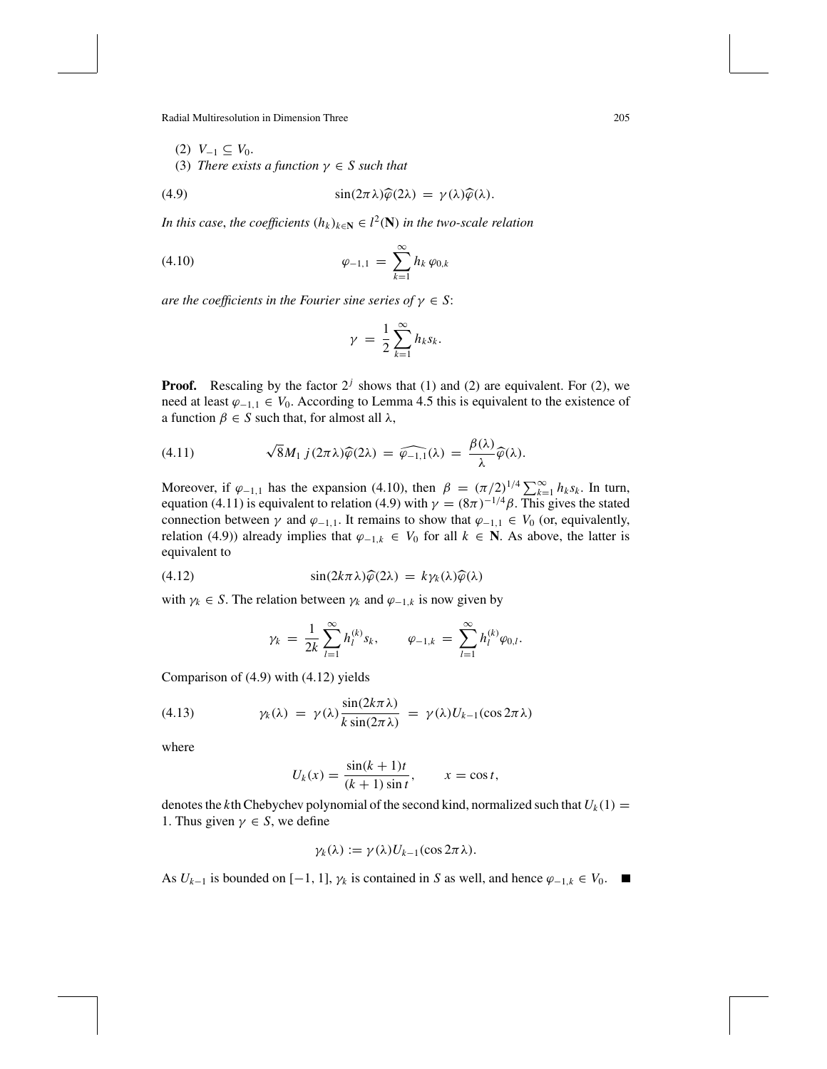(2) $V_{-1} \subseteq V_0$.

(3) *There exists a function* $\gamma \in S$ *such that*

$$\sin(2\pi\lambda)\widehat{\varphi}(2\lambda) = \gamma(\lambda)\widehat{\varphi}(\lambda). \tag{4.9}$$

*In this case, the coefficients* $(h_k)_{k\in\mathbf{N}} \in l^2(\mathbf{N})$ *in the two-scale relation*

$$\varphi_{-1,1} = \sum_{k=1}^{\infty} h_k\, \varphi_{0,k} \tag{4.10}$$

*are the coefficients in the Fourier sine series of* $\gamma \in S$:

$$\gamma = \frac{1}{2}\sum_{k=1}^{\infty} h_k s_k.$$

**Proof.** Rescaling by the factor $2^j$ shows that (1) and (2) are equivalent. For (2), we need at least $\varphi_{-1,1} \in V_0$. According to Lemma 4.5 this is equivalent to the existence of a function $\beta \in S$ such that, for almost all $\lambda$,

$$\sqrt{8}M_1\, j(2\pi\lambda)\widehat{\varphi}(2\lambda) = \widehat{\varphi_{-1,1}}(\lambda) = \frac{\beta(\lambda)}{\lambda}\widehat{\varphi}(\lambda). \tag{4.11}$$

Moreover, if $\varphi_{-1,1}$ has the expansion (4.10), then $\beta = (\pi/2)^{1/4}\sum_{k=1}^{\infty} h_k s_k$. In turn, equation (4.11) is equivalent to relation (4.9) with $\gamma = (8\pi)^{-1/4}\beta$. This gives the stated connection between $\gamma$ and $\varphi_{-1,1}$. It remains to show that $\varphi_{-1,1} \in V_0$ (or, equivalently, relation (4.9)) already implies that $\varphi_{-1,k} \in V_0$ for all $k \in \mathbf{N}$. As above, the latter is equivalent to

$$\sin(2k\pi\lambda)\widehat{\varphi}(2\lambda) = k\gamma_k(\lambda)\widehat{\varphi}(\lambda) \tag{4.12}$$

with $\gamma_k \in S$. The relation between $\gamma_k$ and $\varphi_{-1,k}$ is now given by

$$\gamma_k = \frac{1}{2k}\sum_{l=1}^{\infty} h_l^{(k)} s_k, \qquad \varphi_{-1,k} = \sum_{l=1}^{\infty} h_l^{(k)}\varphi_{0,l}.$$

Comparison of (4.9) with (4.12) yields

$$\gamma_k(\lambda) = \gamma(\lambda)\frac{\sin(2k\pi\lambda)}{k\sin(2\pi\lambda)} = \gamma(\lambda)U_{k-1}(\cos 2\pi\lambda) \tag{4.13}$$

where

$$U_k(x) = \frac{\sin(k+1)t}{(k+1)\sin t}, \qquad x = \cos t,$$

denotes the $k$th Chebychev polynomial of the second kind, normalized such that $U_k(1) = 1$. Thus given $\gamma \in S$, we define

$$\gamma_k(\lambda) := \gamma(\lambda)U_{k-1}(\cos 2\pi\lambda).$$

As $U_{k-1}$ is bounded on $[-1, 1]$, $\gamma_k$ is contained in $S$ as well, and hence $\varphi_{-1,k} \in V_0$. ∎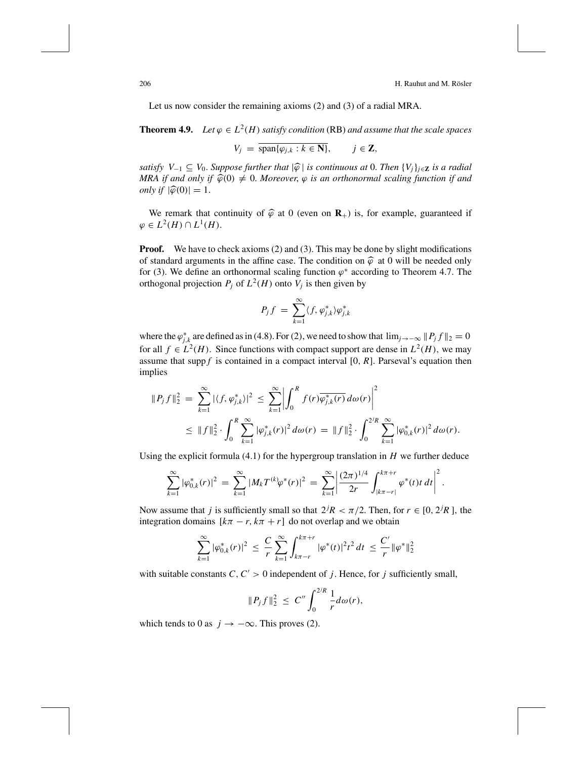Let us now consider the remaining axioms (2) and (3) of a radial MRA.

**Theorem 4.9.** *Let $\varphi \in L^2(H)$ satisfy condition* (RB) *and assume that the scale spaces*

$$V_j \;=\; \overline{\operatorname{span}\{\varphi_{j,k} : k \in \mathbf{N}\}}, \qquad j \in \mathbf{Z},$$

*satisfy $V_{-1} \subseteq V_0$. Suppose further that $|\widehat{\varphi}\,|$ is continuous at 0. Then $\{V_j\}_{j\in\mathbf{Z}}$ is a radial MRA if and only if $\widehat{\varphi}(0) \neq 0$. Moreover, $\varphi$ is an orthonormal scaling function if and only if $|\widehat{\varphi}(0)| = 1$.*

We remark that continuity of $\widehat{\varphi}$ at 0 (even on $\mathbf{R}_+$) is, for example, guaranteed if $\varphi \in L^2(H) \cap L^1(H)$.

**Proof.** We have to check axioms (2) and (3). This may be done by slight modifications of standard arguments in the affine case. The condition on $\widehat{\varphi}$ at 0 will be needed only for (3). We define an orthonormal scaling function $\varphi^*$ according to Theorem 4.7. The orthogonal projection $P_j$ of $L^2(H)$ onto $V_j$ is then given by

$$P_j f \;=\; \sum_{k=1}^{\infty} \langle f, \varphi^*_{j,k}\rangle \varphi^*_{j,k}$$

where the $\varphi^*_{j,k}$ are defined as in (4.8). For (2), we need to show that $\lim_{j\to-\infty} \|P_j f\|_2 = 0$ for all $f \in L^2(H)$. Since functions with compact support are dense in $L^2(H)$, we may assume that $\operatorname{supp} f$ is contained in a compact interval $[0, R]$. Parseval's equation then implies

$$\begin{aligned}
\|P_j f\|_2^2 \;&=\; \sum_{k=1}^{\infty} |\langle f, \varphi^*_{j,k}\rangle|^2 \;\leq\; \sum_{k=1}^{\infty} \left| \int_0^R f(r)\overline{\varphi^*_{j,k}(r)}\, d\omega(r) \right|^2 \\
&\leq\; \|f\|_2^2 \cdot \int_0^R \sum_{k=1}^{\infty} |\varphi^*_{j,k}(r)|^2\, d\omega(r) \;=\; \|f\|_2^2 \cdot \int_0^{2^j R} \sum_{k=1}^{\infty} |\varphi^*_{0,k}(r)|^2\, d\omega(r).
\end{aligned}$$

Using the explicit formula (4.1) for the hypergroup translation in $H$ we further deduce

$$\sum_{k=1}^{\infty} |\varphi^*_{0,k}(r)|^2 \;=\; \sum_{k=1}^{\infty} |M_k T^{(k)} \varphi^*(r)|^2 \;=\; \sum_{k=1}^{\infty} \left| \frac{(2\pi)^{1/4}}{2r} \int_{|k\pi - r|}^{k\pi + r} \varphi^*(t) t\, dt \right|^2.$$

Now assume that $j$ is sufficiently small so that $2^j R < \pi/2$. Then, for $r \in [0, 2^j R\,]$, the integration domains $[k\pi - r, k\pi + r]$ do not overlap and we obtain

$$\sum_{k=1}^{\infty} |\varphi^*_{0,k}(r)|^2 \;\leq\; \frac{C}{r} \sum_{k=1}^{\infty} \int_{k\pi - r}^{k\pi + r} |\varphi^*(t)|^2 t^2\, dt \;\leq\; \frac{C'}{r} \|\varphi^*\|_2^2$$

with suitable constants $C, C' > 0$ independent of $j$. Hence, for $j$ sufficiently small,

$$\|P_j f\|_2^2 \;\leq\; C'' \int_0^{2^j R} \frac{1}{r} d\omega(r),$$

which tends to 0 as $j \to -\infty$. This proves (2).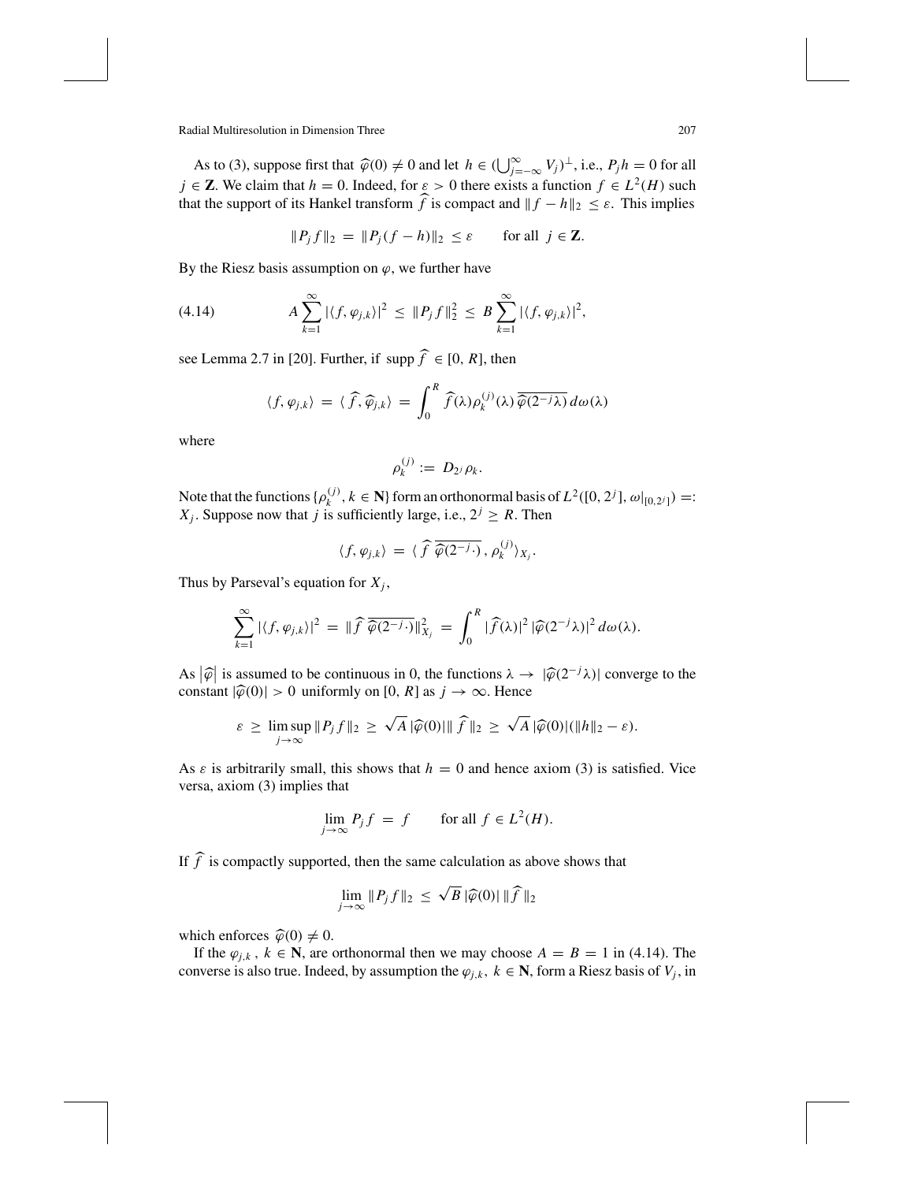As to (3), suppose first that $\widehat{\varphi}(0) \neq 0$ and let $h \in (\bigcup_{j=-\infty}^{\infty} V_j)^{\perp}$, i.e., $P_j h = 0$ for all $j \in \mathbf{Z}$. We claim that $h = 0$. Indeed, for $\varepsilon > 0$ there exists a function $f \in L^2(H)$ such that the support of its Hankel transform $\widehat{f}$ is compact and $\|f - h\|_2 \leq \varepsilon$. This implies

$$\|P_j f\|_2 = \|P_j(f-h)\|_2 \leq \varepsilon \qquad \text{for all } j \in \mathbf{Z}.$$

By the Riesz basis assumption on $\varphi$, we further have

$$A \sum_{k=1}^{\infty} |\langle f, \varphi_{j,k}\rangle|^2 \leq \|P_j f\|_2^2 \leq B \sum_{k=1}^{\infty} |\langle f, \varphi_{j,k}\rangle|^2, \tag{4.14}$$

see Lemma 2.7 in [20]. Further, if $\operatorname{supp} \widehat{f} \in [0, R]$, then

$$\langle f, \varphi_{j,k}\rangle = \langle \widehat{f}, \widehat{\varphi}_{j,k}\rangle = \int_0^R \widehat{f}(\lambda) \rho_k^{(j)}(\lambda)\, \overline{\widehat{\varphi}(2^{-j}\lambda)}\, d\omega(\lambda)$$

where

$$\rho_k^{(j)} := D_{2^j} \rho_k.$$

Note that the functions $\{\rho_k^{(j)}, k \in \mathbf{N}\}$ form an orthonormal basis of $L^2([0, 2^j], \omega|_{[0,2^j]}) =: X_j$. Suppose now that $j$ is sufficiently large, i.e., $2^j \geq R$. Then

$$\langle f, \varphi_{j,k}\rangle = \langle \widehat{f}\, \overline{\widehat{\varphi}(2^{-j}\cdot)}, \rho_k^{(j)}\rangle_{X_j}.$$

Thus by Parseval's equation for $X_j$,

$$\sum_{k=1}^{\infty} |\langle f, \varphi_{j,k}\rangle|^2 = \|\widehat{f}\, \overline{\widehat{\varphi}(2^{-j}\cdot)}\|_{X_j}^2 = \int_0^R |\widehat{f}(\lambda)|^2\, |\widehat{\varphi}(2^{-j}\lambda)|^2\, d\omega(\lambda).$$

As $|\widehat{\varphi}|$ is assumed to be continuous in 0, the functions $\lambda \to |\widehat{\varphi}(2^{-j}\lambda)|$ converge to the constant $|\widehat{\varphi}(0)| > 0$ uniformly on $[0, R]$ as $j \to \infty$. Hence

$$\varepsilon \geq \limsup_{j\to\infty} \|P_j f\|_2 \geq \sqrt{A}\, |\widehat{\varphi}(0)|\, \|\widehat{f}\|_2 \geq \sqrt{A}\, |\widehat{\varphi}(0)|(\|h\|_2 - \varepsilon).$$

As $\varepsilon$ is arbitrarily small, this shows that $h = 0$ and hence axiom (3) is satisfied. Vice versa, axiom (3) implies that

$$\lim_{j\to\infty} P_j f = f \qquad \text{for all } f \in L^2(H).$$

If $\widehat{f}$ is compactly supported, then the same calculation as above shows that

$$\lim_{j\to\infty} \|P_j f\|_2 \leq \sqrt{B}\, |\widehat{\varphi}(0)|\, \|\widehat{f}\|_2$$

which enforces $\widehat{\varphi}(0) \neq 0$.

If the $\varphi_{j,k}$, $k \in \mathbf{N}$, are orthonormal then we may choose $A = B = 1$ in (4.14). The converse is also true. Indeed, by assumption the $\varphi_{j,k}$, $k \in \mathbf{N}$, form a Riesz basis of $V_j$, in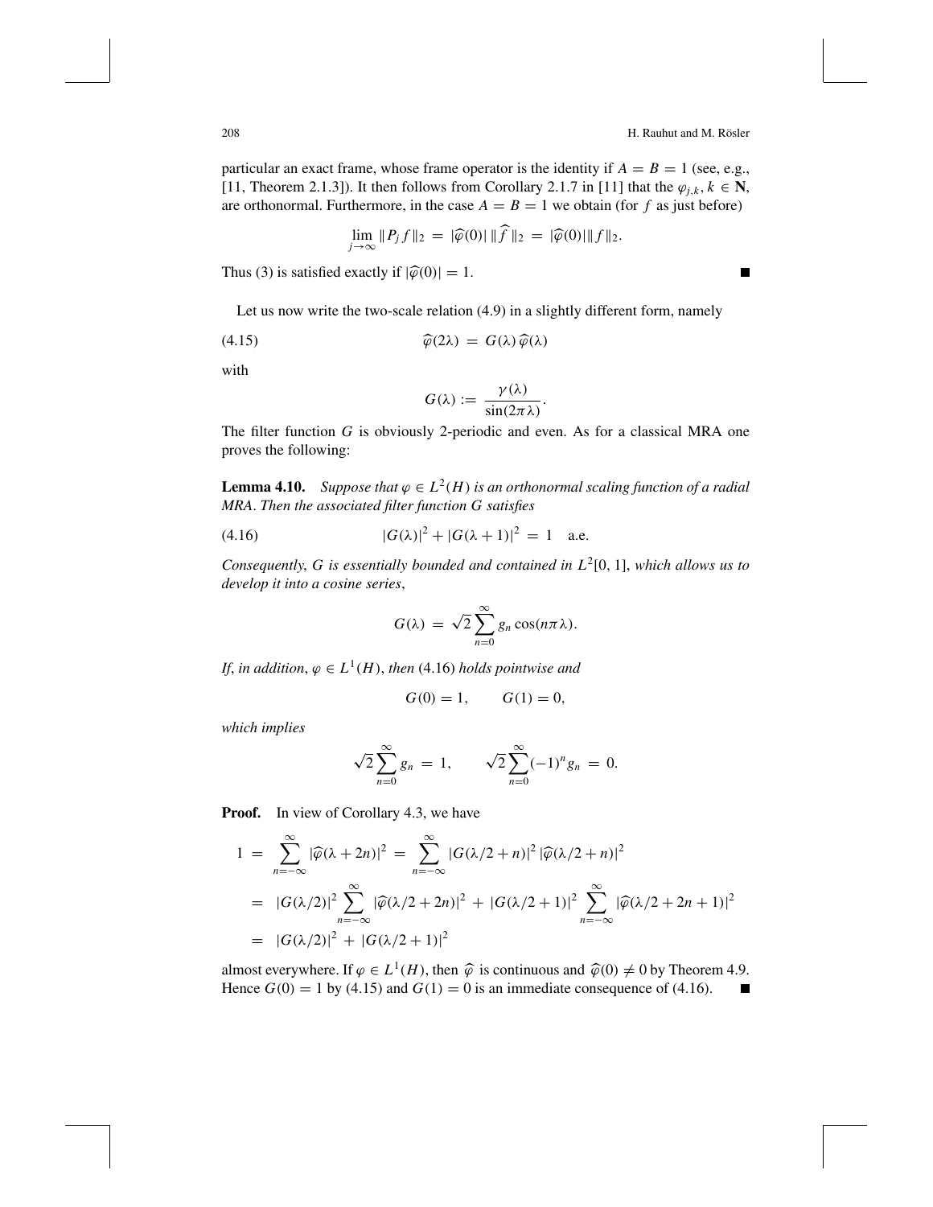particular an exact frame, whose frame operator is the identity if $A = B = 1$ (see, e.g., [11, Theorem 2.1.3]). It then follows from Corollary 2.1.7 in [11] that the $\varphi_{j,k}$, $k \in \mathbf{N}$, are orthonormal. Furthermore, in the case $A = B = 1$ we obtain (for $f$ as just before)

$$\lim_{j\to\infty} \|P_j f\|_2 \,=\, |\widehat{\varphi}(0)|\,\|\widehat{f}\,\|_2 \,=\, |\widehat{\varphi}(0)|\|f\|_2.$$

Thus (3) is satisfied exactly if $|\widehat{\varphi}(0)| = 1$. ∎

Let us now write the two-scale relation (4.9) in a slightly different form, namely

$$\widehat{\varphi}(2\lambda) \,=\, G(\lambda)\,\widehat{\varphi}(\lambda) \tag{4.15}$$

with

$$G(\lambda) := \frac{\gamma(\lambda)}{\sin(2\pi\lambda)}.$$

The filter function $G$ is obviously 2-periodic and even. As for a classical MRA one proves the following:

**Lemma 4.10.** *Suppose that $\varphi \in L^2(H)$ is an orthonormal scaling function of a radial MRA. Then the associated filter function $G$ satisfies*

$$|G(\lambda)|^2 + |G(\lambda+1)|^2 \,=\, 1 \quad \text{a.e.} \tag{4.16}$$

*Consequently, $G$ is essentially bounded and contained in $L^2[0,1]$, which allows us to develop it into a cosine series,*

$$G(\lambda) \,=\, \sqrt{2}\sum_{n=0}^{\infty} g_n \cos(n\pi\lambda).$$

*If, in addition, $\varphi \in L^1(H)$, then (4.16) holds pointwise and*

$$G(0) = 1, \qquad G(1) = 0,$$

*which implies*

$$\sqrt{2}\sum_{n=0}^{\infty} g_n \,=\, 1, \qquad \sqrt{2}\sum_{n=0}^{\infty}(-1)^n g_n \,=\, 0.$$

**Proof.** In view of Corollary 4.3, we have

$$\begin{aligned}
1 \,&=\, \sum_{n=-\infty}^{\infty} |\widehat{\varphi}(\lambda+2n)|^2 \,=\, \sum_{n=-\infty}^{\infty} |G(\lambda/2+n)|^2\,|\widehat{\varphi}(\lambda/2+n)|^2 \\
&=\, |G(\lambda/2)|^2 \sum_{n=-\infty}^{\infty} |\widehat{\varphi}(\lambda/2+2n)|^2 \,+\, |G(\lambda/2+1)|^2 \sum_{n=-\infty}^{\infty} |\widehat{\varphi}(\lambda/2+2n+1)|^2 \\
&=\, |G(\lambda/2)|^2 \,+\, |G(\lambda/2+1)|^2
\end{aligned}$$

almost everywhere. If $\varphi \in L^1(H)$, then $\widehat{\varphi}$ is continuous and $\widehat{\varphi}(0) \neq 0$ by Theorem 4.9. Hence $G(0) = 1$ by (4.15) and $G(1) = 0$ is an immediate consequence of (4.16). ∎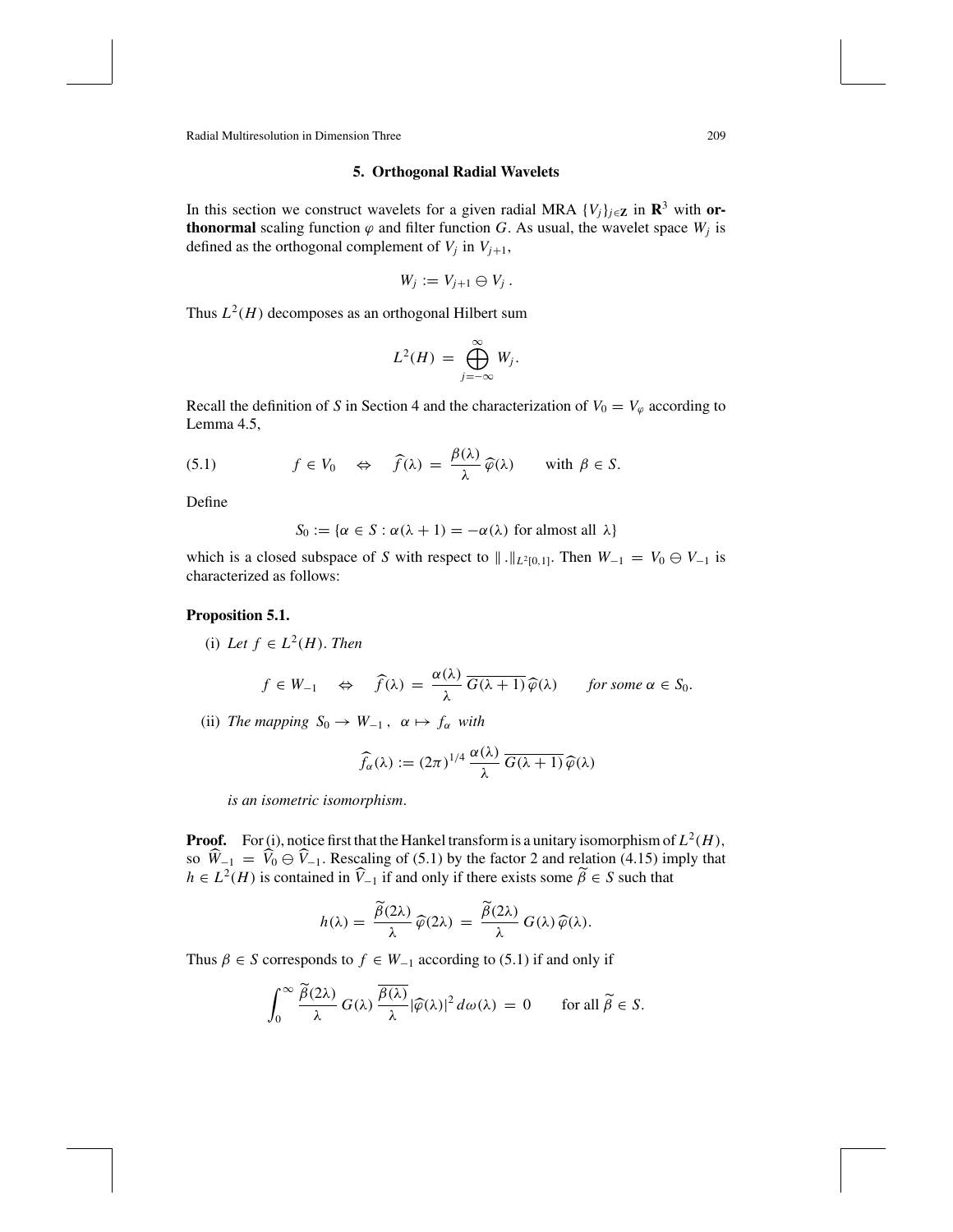### 5. Orthogonal Radial Wavelets

In this section we construct wavelets for a given radial MRA $\{V_j\}_{j\in\mathbf{Z}}$ in $\mathbf{R}^3$ with **orthonormal** scaling function $\varphi$ and filter function $G$. As usual, the wavelet space $W_j$ is defined as the orthogonal complement of $V_j$ in $V_{j+1}$,

$$W_j := V_{j+1} \ominus V_j \, .$$

Thus $L^2(H)$ decomposes as an orthogonal Hilbert sum

$$L^2(H) = \bigoplus_{j=-\infty}^{\infty} W_j.$$

Recall the definition of $S$ in Section 4 and the characterization of $V_0 = V_\varphi$ according to Lemma 4.5,

$$f \in V_0 \quad \Leftrightarrow \quad \widehat{f}(\lambda) = \frac{\beta(\lambda)}{\lambda}\,\widehat{\varphi}(\lambda) \qquad \text{with } \beta \in S. \tag{5.1}$$

Define

$$S_0 := \{\alpha \in S : \alpha(\lambda+1) = -\alpha(\lambda) \text{ for almost all } \lambda\}$$

which is a closed subspace of $S$ with respect to $\|\,.\|_{L^2[0,1]}$. Then $W_{-1} = V_0 \ominus V_{-1}$ is characterized as follows:

**Proposition 5.1.**

(i) *Let $f \in L^2(H)$. Then*

$$f \in W_{-1} \quad \Leftrightarrow \quad \widehat{f}(\lambda) = \frac{\alpha(\lambda)}{\lambda}\,\overline{G(\lambda+1)}\,\widehat{\varphi}(\lambda) \qquad \textit{for some } \alpha \in S_0.$$

(ii) *The mapping $S_0 \to W_{-1}$, $\alpha \mapsto f_\alpha$ with*

$$\widehat{f_\alpha}(\lambda) := (2\pi)^{1/4}\,\frac{\alpha(\lambda)}{\lambda}\,\overline{G(\lambda+1)}\,\widehat{\varphi}(\lambda)$$

*is an isometric isomorphism.*

**Proof.** For (i), notice first that the Hankel transform is a unitary isomorphism of $L^2(H)$, so $\widehat{W}_{-1} = \widehat{V}_0 \ominus \widehat{V}_{-1}$. Rescaling of (5.1) by the factor 2 and relation (4.15) imply that $h \in L^2(H)$ is contained in $\widehat{V}_{-1}$ if and only if there exists some $\widetilde{\beta} \in S$ such that

$$h(\lambda) = \frac{\widetilde{\beta}(2\lambda)}{\lambda}\,\widehat{\varphi}(2\lambda) = \frac{\widetilde{\beta}(2\lambda)}{\lambda}\,G(\lambda)\,\widehat{\varphi}(\lambda).$$

Thus $\beta \in S$ corresponds to $f \in W_{-1}$ according to (5.1) if and only if

$$\int_0^\infty \frac{\widetilde{\beta}(2\lambda)}{\lambda}\,G(\lambda)\,\frac{\overline{\beta(\lambda)}}{\lambda}|\widehat{\varphi}(\lambda)|^2\,d\omega(\lambda) = 0 \qquad \text{for all } \widetilde{\beta} \in S.$$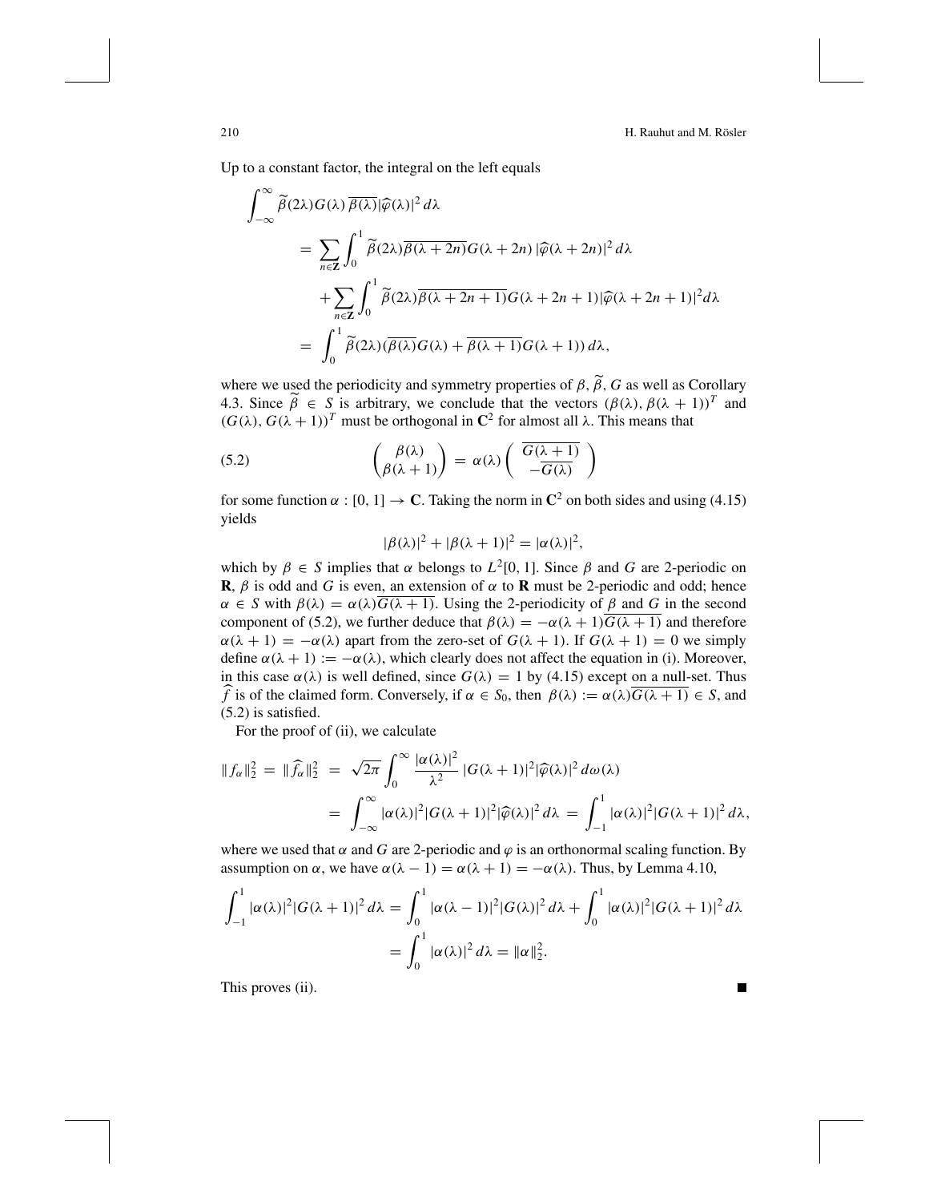Up to a constant factor, the integral on the left equals

$$\begin{aligned}
\int_{-\infty}^{\infty} \widetilde{\beta}(2\lambda) G(\lambda)\, \overline{\beta(\lambda)} |\widehat{\varphi}(\lambda)|^2 \, d\lambda \\
&= \sum_{n\in\mathbf{Z}} \int_0^1 \widetilde{\beta}(2\lambda)\overline{\beta(\lambda+2n)} G(\lambda+2n)\, |\widehat{\varphi}(\lambda+2n)|^2 \, d\lambda \\
&\quad + \sum_{n\in\mathbf{Z}} \int_0^1 \widetilde{\beta}(2\lambda)\overline{\beta(\lambda+2n+1)} G(\lambda+2n+1) |\widehat{\varphi}(\lambda+2n+1)|^2 d\lambda \\
&= \int_0^1 \widetilde{\beta}(2\lambda)(\overline{\beta(\lambda)} G(\lambda) + \overline{\beta(\lambda+1)} G(\lambda+1))\, d\lambda,
\end{aligned}$$

where we used the periodicity and symmetry properties of $\beta, \widetilde{\beta}, G$ as well as Corollary 4.3. Since $\widetilde{\beta} \in S$ is arbitrary, we conclude that the vectors $(\beta(\lambda), \beta(\lambda+1))^T$ and $(G(\lambda), G(\lambda+1))^T$ must be orthogonal in $\mathbf{C}^2$ for almost all $\lambda$. This means that

$$\begin{pmatrix} \beta(\lambda) \\ \beta(\lambda+1) \end{pmatrix} = \alpha(\lambda) \begin{pmatrix} \overline{G(\lambda+1)} \\ -\overline{G(\lambda)} \end{pmatrix} \tag{5.2}$$

for some function $\alpha : [0,1] \to \mathbf{C}$. Taking the norm in $\mathbf{C}^2$ on both sides and using (4.15) yields

$$|\beta(\lambda)|^2 + |\beta(\lambda+1)|^2 = |\alpha(\lambda)|^2,$$

which by $\beta \in S$ implies that $\alpha$ belongs to $L^2[0,1]$. Since $\beta$ and $G$ are 2-periodic on $\mathbf{R}$, $\beta$ is odd and $G$ is even, an extension of $\alpha$ to $\mathbf{R}$ must be 2-periodic and odd; hence $\alpha \in S$ with $\beta(\lambda) = \alpha(\lambda)\overline{G(\lambda+1)}$. Using the 2-periodicity of $\beta$ and $G$ in the second component of (5.2), we further deduce that $\beta(\lambda) = -\alpha(\lambda+1)\overline{G(\lambda+1)}$ and therefore $\alpha(\lambda+1) = -\alpha(\lambda)$ apart from the zero-set of $G(\lambda+1)$. If $G(\lambda+1) = 0$ we simply define $\alpha(\lambda+1) := -\alpha(\lambda)$, which clearly does not affect the equation in (i). Moreover, in this case $\alpha(\lambda)$ is well defined, since $G(\lambda) = 1$ by (4.15) except on a null-set. Thus $\widehat{f}$ is of the claimed form. Conversely, if $\alpha \in S_0$, then $\beta(\lambda) := \alpha(\lambda)\overline{G(\lambda+1)} \in S$, and (5.2) is satisfied.

For the proof of (ii), we calculate

$$\begin{aligned}
\|f_\alpha\|_2^2 = \|\widehat{f_\alpha}\|_2^2 &= \sqrt{2\pi} \int_0^\infty \frac{|\alpha(\lambda)|^2}{\lambda^2} |G(\lambda+1)|^2 |\widehat{\varphi}(\lambda)|^2 \, d\omega(\lambda) \\
&= \int_{-\infty}^{\infty} |\alpha(\lambda)|^2 |G(\lambda+1)|^2 |\widehat{\varphi}(\lambda)|^2 \, d\lambda = \int_{-1}^{1} |\alpha(\lambda)|^2 |G(\lambda+1)|^2 \, d\lambda,
\end{aligned}$$

where we used that $\alpha$ and $G$ are 2-periodic and $\varphi$ is an orthonormal scaling function. By assumption on $\alpha$, we have $\alpha(\lambda-1) = \alpha(\lambda+1) = -\alpha(\lambda)$. Thus, by Lemma 4.10,

$$\begin{aligned}
\int_{-1}^{1} |\alpha(\lambda)|^2 |G(\lambda+1)|^2 \, d\lambda &= \int_0^1 |\alpha(\lambda-1)|^2 |G(\lambda)|^2 \, d\lambda + \int_0^1 |\alpha(\lambda)|^2 |G(\lambda+1)|^2 \, d\lambda \\
&= \int_0^1 |\alpha(\lambda)|^2 \, d\lambda = \|\alpha\|_2^2.
\end{aligned}$$

This proves (ii). ∎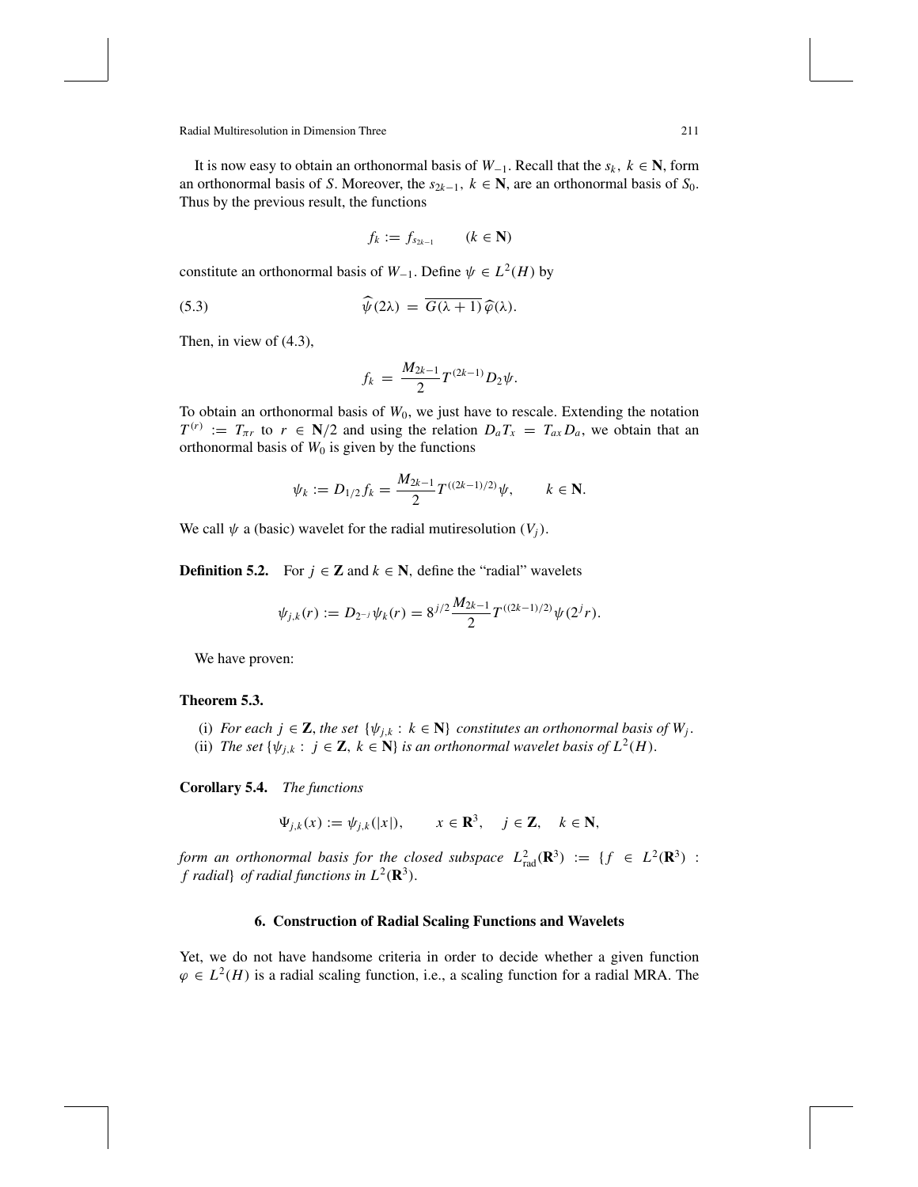It is now easy to obtain an orthonormal basis of $W_{-1}$. Recall that the $s_k$, $k \in \mathbf{N}$, form an orthonormal basis of $S$. Moreover, the $s_{2k-1}$, $k \in \mathbf{N}$, are an orthonormal basis of $S_0$. Thus by the previous result, the functions

$$f_k := f_{s_{2k-1}} \qquad (k \in \mathbf{N})$$

constitute an orthonormal basis of $W_{-1}$. Define $\psi \in L^2(H)$ by

$$\widehat{\psi}(2\lambda) = \overline{G(\lambda+1)}\,\widehat{\varphi}(\lambda). \tag{5.3}$$

Then, in view of (4.3),

$$f_k = \frac{M_{2k-1}}{2} T^{(2k-1)} D_2 \psi.$$

To obtain an orthonormal basis of $W_0$, we just have to rescale. Extending the notation $T^{(r)} := T_{\pi r}$ to $r \in \mathbf{N}/2$ and using the relation $D_a T_x = T_{ax} D_a$, we obtain that an orthonormal basis of $W_0$ is given by the functions

$$\psi_k := D_{1/2} f_k = \frac{M_{2k-1}}{2} T^{((2k-1)/2)} \psi, \qquad k \in \mathbf{N}.$$

We call $\psi$ a (basic) wavelet for the radial mutiresolution $(V_j)$.

**Definition 5.2.** For $j \in \mathbf{Z}$ and $k \in \mathbf{N}$, define the "radial" wavelets

$$\psi_{j,k}(r) := D_{2^{-j}} \psi_k(r) = 8^{j/2} \frac{M_{2k-1}}{2} T^{((2k-1)/2)} \psi(2^j r).$$

We have proven:

**Theorem 5.3.**

(i) *For each $j \in \mathbf{Z}$, the set $\{\psi_{j,k} : k \in \mathbf{N}\}$ constitutes an orthonormal basis of $W_j$.*
(ii) *The set $\{\psi_{j,k} : j \in \mathbf{Z},\ k \in \mathbf{N}\}$ is an orthonormal wavelet basis of $L^2(H)$.*

**Corollary 5.4.** *The functions*

$$\Psi_{j,k}(x) := \psi_{j,k}(|x|), \qquad x \in \mathbf{R}^3, \quad j \in \mathbf{Z}, \quad k \in \mathbf{N},$$

*form an orthonormal basis for the closed subspace $L^2_{\text{rad}}(\mathbf{R}^3) := \{f \in L^2(\mathbf{R}^3) : f \text{ radial}\}$ of radial functions in $L^2(\mathbf{R}^3)$.*

## 6. Construction of Radial Scaling Functions and Wavelets

Yet, we do not have handsome criteria in order to decide whether a given function $\varphi \in L^2(H)$ is a radial scaling function, i.e., a scaling function for a radial MRA. The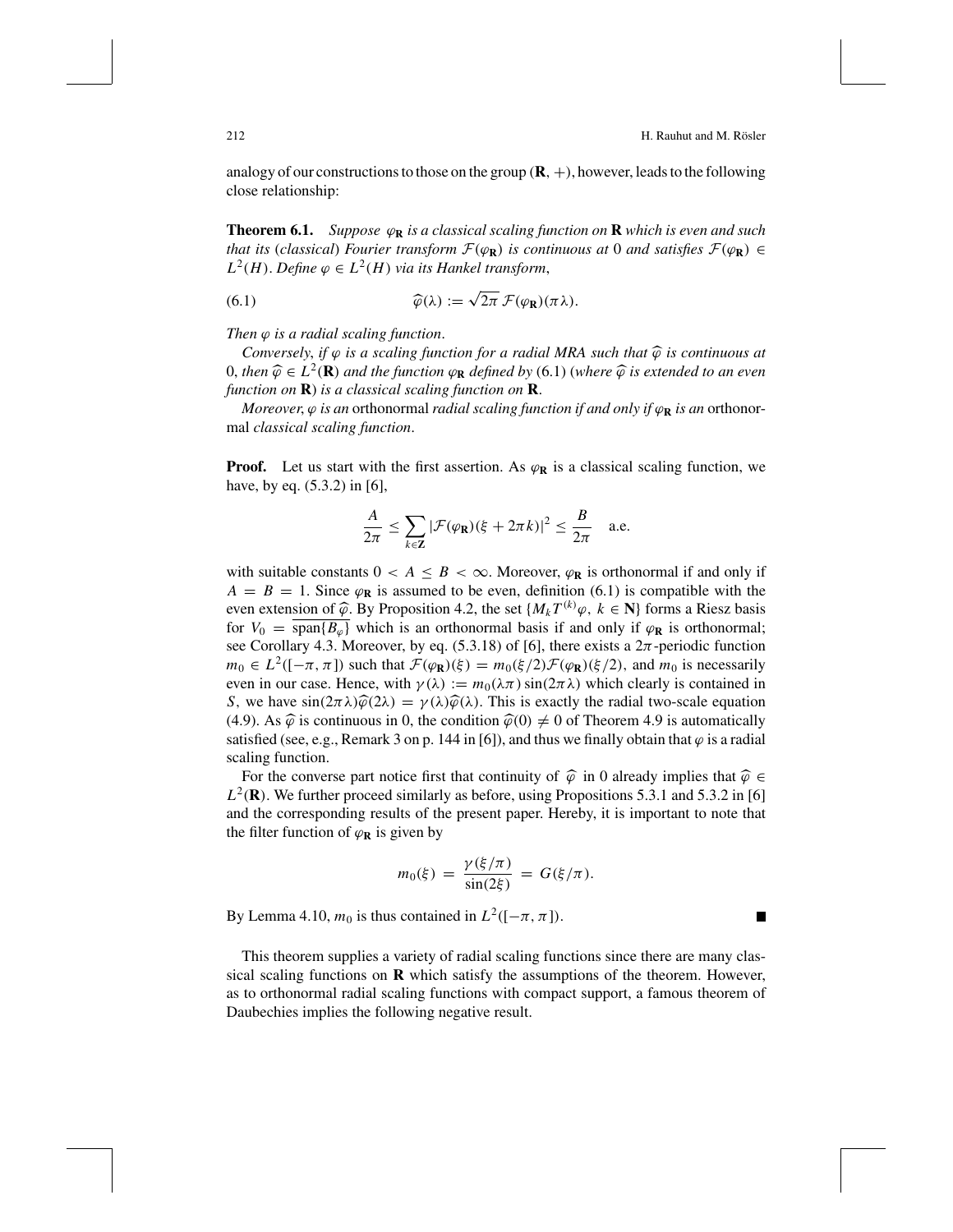analogy of our constructions to those on the group $(\mathbf{R}, +)$, however, leads to the following close relationship:

**Theorem 6.1.** *Suppose $\varphi_{\mathbf{R}}$ is a classical scaling function on* $\mathbf{R}$ *which is even and such that its* (*classical*) *Fourier transform $\mathcal{F}(\varphi_{\mathbf{R}})$ is continuous at* 0 *and satisfies $\mathcal{F}(\varphi_{\mathbf{R}}) \in L^2(H)$. Define $\varphi \in L^2(H)$ via its Hankel transform*,

$$\widehat{\varphi}(\lambda) := \sqrt{2\pi}\, \mathcal{F}(\varphi_{\mathbf{R}})(\pi\lambda). \tag{6.1}$$

*Then $\varphi$ is a radial scaling function*.

*Conversely, if $\varphi$ is a scaling function for a radial MRA such that $\widehat{\varphi}$ is continuous at* 0, *then $\widehat{\varphi} \in L^2(\mathbf{R})$ and the function $\varphi_{\mathbf{R}}$ defined by* (6.1) (*where $\widehat{\varphi}$ is extended to an even function on* $\mathbf{R}$) *is a classical scaling function on* $\mathbf{R}$.

*Moreover, $\varphi$ is an* orthonormal *radial scaling function if and only if $\varphi_{\mathbf{R}}$ is an* orthonormal *classical scaling function*.

**Proof.** Let us start with the first assertion. As $\varphi_{\mathbf{R}}$ is a classical scaling function, we have, by eq. (5.3.2) in [6],

$$\frac{A}{2\pi} \leq \sum_{k\in\mathbf{Z}} |\mathcal{F}(\varphi_{\mathbf{R}})(\xi + 2\pi k)|^2 \leq \frac{B}{2\pi} \quad \text{a.e.}$$

with suitable constants $0 < A \leq B < \infty$. Moreover, $\varphi_{\mathbf{R}}$ is orthonormal if and only if $A = B = 1$. Since $\varphi_{\mathbf{R}}$ is assumed to be even, definition (6.1) is compatible with the even extension of $\widehat{\varphi}$. By Proposition 4.2, the set $\{M_k T^{(k)}\varphi,\ k \in \mathbf{N}\}$ forms a Riesz basis for $V_0 = \overline{\operatorname{span}\{B_\varphi\}}$ which is an orthonormal basis if and only if $\varphi_{\mathbf{R}}$ is orthonormal; see Corollary 4.3. Moreover, by eq. (5.3.18) of [6], there exists a $2\pi$-periodic function $m_0 \in L^2([-\pi, \pi])$ such that $\mathcal{F}(\varphi_{\mathbf{R}})(\xi) = m_0(\xi/2)\mathcal{F}(\varphi_{\mathbf{R}})(\xi/2)$, and $m_0$ is necessarily even in our case. Hence, with $\gamma(\lambda) := m_0(\lambda\pi)\sin(2\pi\lambda)$ which clearly is contained in $S$, we have $\sin(2\pi\lambda)\widehat{\varphi}(2\lambda) = \gamma(\lambda)\widehat{\varphi}(\lambda)$. This is exactly the radial two-scale equation (4.9). As $\widehat{\varphi}$ is continuous in 0, the condition $\widehat{\varphi}(0) \neq 0$ of Theorem 4.9 is automatically satisfied (see, e.g., Remark 3 on p. 144 in [6]), and thus we finally obtain that $\varphi$ is a radial scaling function.

For the converse part notice first that continuity of $\widehat{\varphi}$ in 0 already implies that $\widehat{\varphi} \in L^2(\mathbf{R})$. We further proceed similarly as before, using Propositions 5.3.1 and 5.3.2 in [6] and the corresponding results of the present paper. Hereby, it is important to note that the filter function of $\varphi_{\mathbf{R}}$ is given by

$$m_0(\xi) = \frac{\gamma(\xi/\pi)}{\sin(2\xi)} = G(\xi/\pi).$$

By Lemma 4.10, $m_0$ is thus contained in $L^2([-\pi, \pi])$. ∎

This theorem supplies a variety of radial scaling functions since there are many classical scaling functions on $\mathbf{R}$ which satisfy the assumptions of the theorem. However, as to orthonormal radial scaling functions with compact support, a famous theorem of Daubechies implies the following negative result.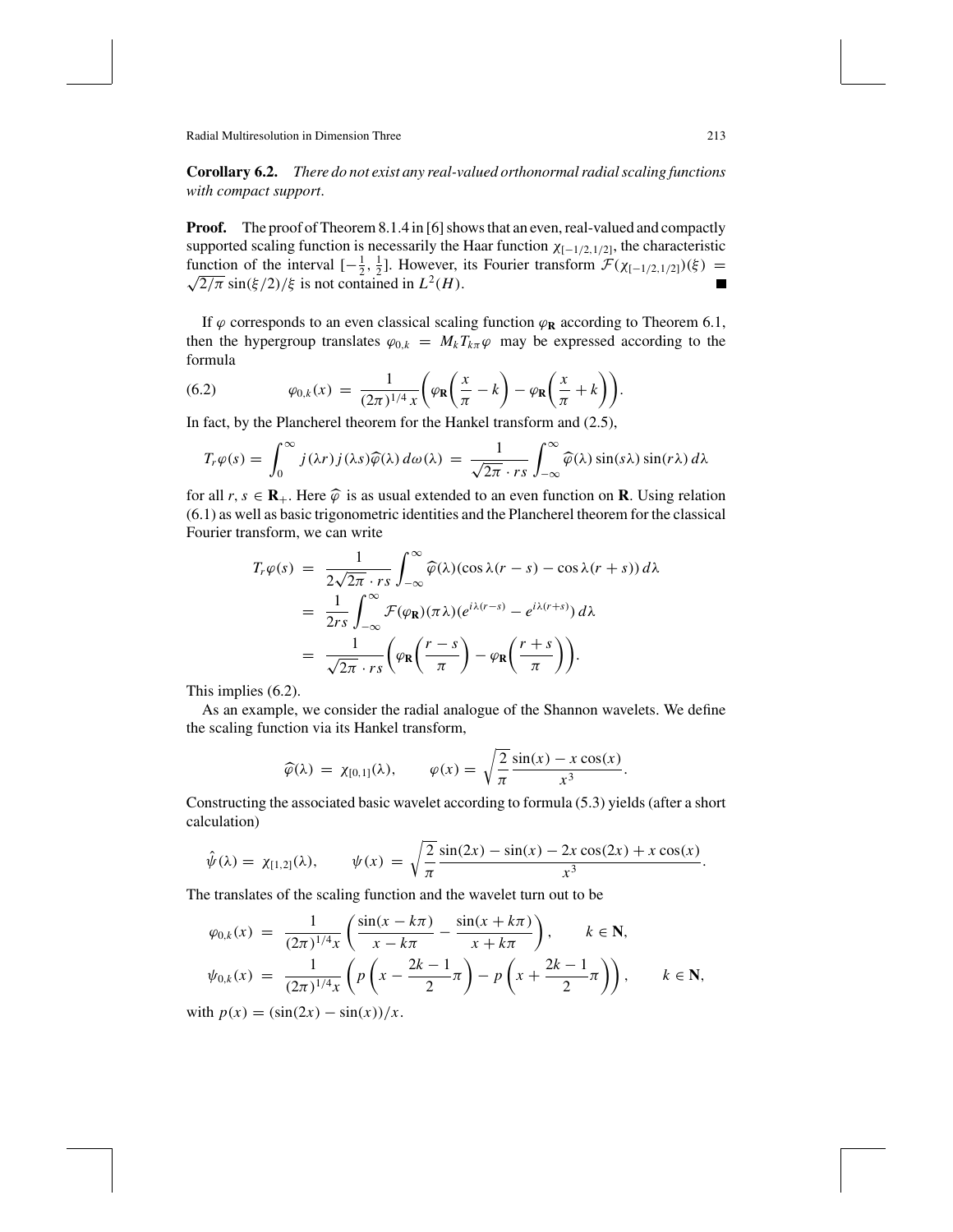**Corollary 6.2.** *There do not exist any real-valued orthonormal radial scaling functions with compact support.*

**Proof.** The proof of Theorem 8.1.4 in [6] shows that an even, real-valued and compactly supported scaling function is necessarily the Haar function $\chi_{[-1/2,1/2]}$, the characteristic function of the interval $[-\frac{1}{2}, \frac{1}{2}]$. However, its Fourier transform $\mathcal{F}(\chi_{[-1/2,1/2]})(\xi) = \sqrt{2/\pi}\sin(\xi/2)/\xi$ is not contained in $L^2(H)$. ∎

If $\varphi$ corresponds to an even classical scaling function $\varphi_{\mathbf{R}}$ according to Theorem 6.1, then the hypergroup translates $\varphi_{0,k} = M_k T_{k\pi}\varphi$ may be expressed according to the formula

$$\varphi_{0,k}(x) = \frac{1}{(2\pi)^{1/4}\, x}\left(\varphi_{\mathbf{R}}\left(\frac{x}{\pi} - k\right) - \varphi_{\mathbf{R}}\left(\frac{x}{\pi} + k\right)\right). \tag{6.2}$$

In fact, by the Plancherel theorem for the Hankel transform and (2.5),

$$T_r\varphi(s) = \int_0^\infty j(\lambda r)\, j(\lambda s)\widehat{\varphi}(\lambda)\, d\omega(\lambda) = \frac{1}{\sqrt{2\pi}\cdot rs}\int_{-\infty}^\infty \widehat{\varphi}(\lambda)\sin(s\lambda)\sin(r\lambda)\, d\lambda$$

for all $r, s \in \mathbf{R}_+$. Here $\widehat{\varphi}$ is as usual extended to an even function on $\mathbf{R}$. Using relation (6.1) as well as basic trigonometric identities and the Plancherel theorem for the classical Fourier transform, we can write

$$\begin{aligned}
T_r\varphi(s) &= \frac{1}{2\sqrt{2\pi}\cdot rs}\int_{-\infty}^\infty \widehat{\varphi}(\lambda)(\cos\lambda(r-s) - \cos\lambda(r+s))\, d\lambda \\
&= \frac{1}{2rs}\int_{-\infty}^\infty \mathcal{F}(\varphi_{\mathbf{R}})(\pi\lambda)(e^{i\lambda(r-s)} - e^{i\lambda(r+s)})\, d\lambda \\
&= \frac{1}{\sqrt{2\pi}\cdot rs}\left(\varphi_{\mathbf{R}}\left(\frac{r-s}{\pi}\right) - \varphi_{\mathbf{R}}\left(\frac{r+s}{\pi}\right)\right).
\end{aligned}$$

This implies (6.2).

As an example, we consider the radial analogue of the Shannon wavelets. We define the scaling function via its Hankel transform,

$$\widehat{\varphi}(\lambda) = \chi_{[0,1]}(\lambda), \qquad \varphi(x) = \sqrt{\frac{2}{\pi}}\,\frac{\sin(x) - x\cos(x)}{x^3}.$$

Constructing the associated basic wavelet according to formula (5.3) yields (after a short calculation)

$$\hat{\psi}(\lambda) = \chi_{[1,2]}(\lambda), \qquad \psi(x) = \sqrt{\frac{2}{\pi}}\,\frac{\sin(2x) - \sin(x) - 2x\cos(2x) + x\cos(x)}{x^3}.$$

The translates of the scaling function and the wavelet turn out to be

$$\begin{aligned}
\varphi_{0,k}(x) &= \frac{1}{(2\pi)^{1/4}x}\left(\frac{\sin(x-k\pi)}{x-k\pi} - \frac{\sin(x+k\pi)}{x+k\pi}\right), \qquad k \in \mathbf{N}, \\
\psi_{0,k}(x) &= \frac{1}{(2\pi)^{1/4}x}\left(p\left(x - \frac{2k-1}{2}\pi\right) - p\left(x + \frac{2k-1}{2}\pi\right)\right), \qquad k \in \mathbf{N},
\end{aligned}$$

with $p(x) = (\sin(2x) - \sin(x))/x$.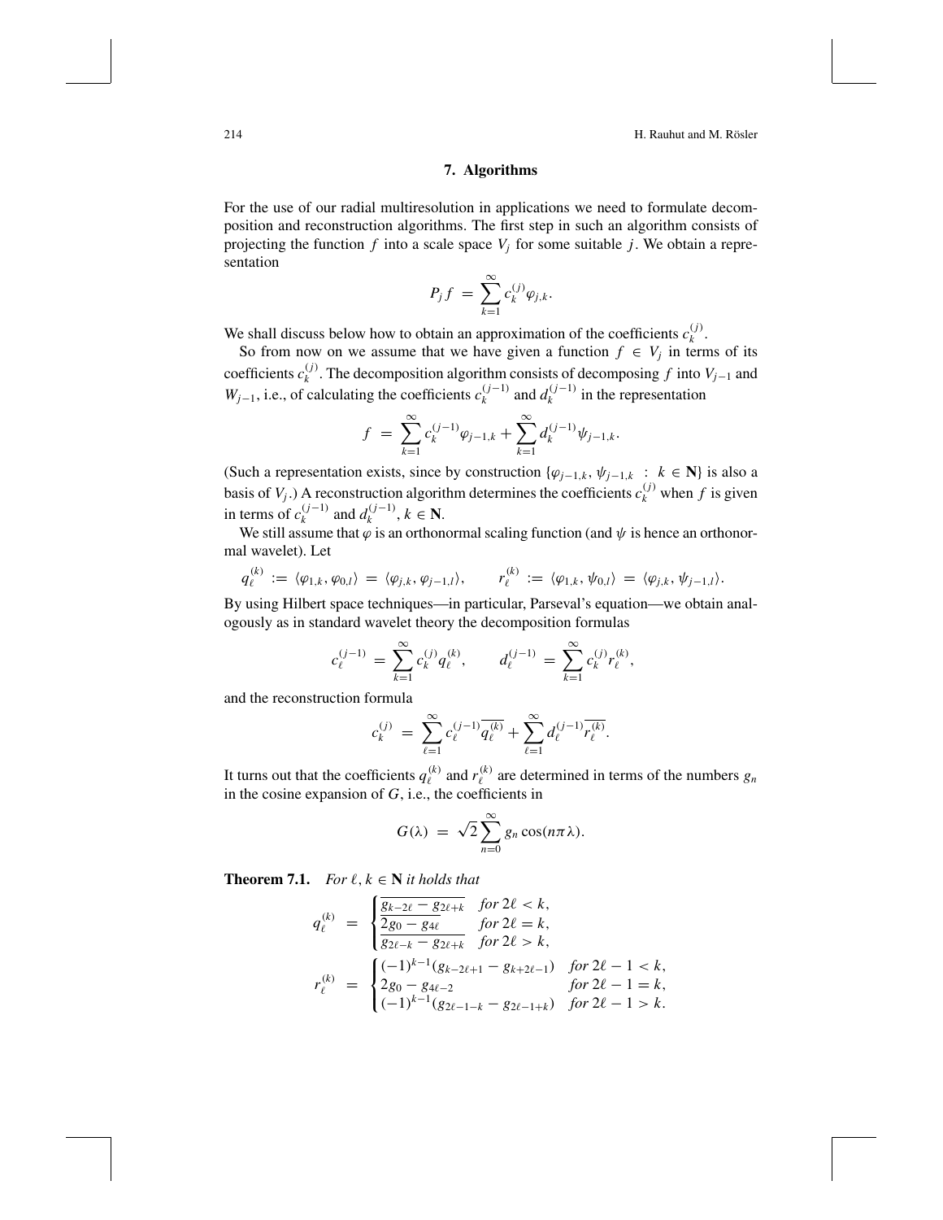## 7. Algorithms

For the use of our radial multiresolution in applications we need to formulate decomposition and reconstruction algorithms. The first step in such an algorithm consists of projecting the function $f$ into a scale space $V_j$ for some suitable $j$. We obtain a representation

$$P_j f \;=\; \sum_{k=1}^{\infty} c_k^{(j)} \varphi_{j,k}.$$

We shall discuss below how to obtain an approximation of the coefficients $c_k^{(j)}$.

So from now on we assume that we have given a function $f \in V_j$ in terms of its coefficients $c_k^{(j)}$. The decomposition algorithm consists of decomposing $f$ into $V_{j-1}$ and $W_{j-1}$, i.e., of calculating the coefficients $c_k^{(j-1)}$ and $d_k^{(j-1)}$ in the representation

$$f \;=\; \sum_{k=1}^{\infty} c_k^{(j-1)} \varphi_{j-1,k} + \sum_{k=1}^{\infty} d_k^{(j-1)} \psi_{j-1,k}.$$

(Such a representation exists, since by construction $\{\varphi_{j-1,k}, \psi_{j-1,k} \;:\; k \in \mathbf{N}\}$ is also a basis of $V_j$.) A reconstruction algorithm determines the coefficients $c_k^{(j)}$ when $f$ is given in terms of $c_k^{(j-1)}$ and $d_k^{(j-1)}$, $k \in \mathbf{N}$.

We still assume that $\varphi$ is an orthonormal scaling function (and $\psi$ is hence an orthonormal wavelet). Let

$$q_\ell^{(k)} \;:=\; \langle \varphi_{1,k}, \varphi_{0,l} \rangle \;=\; \langle \varphi_{j,k}, \varphi_{j-1,l} \rangle, \qquad r_\ell^{(k)} \;:=\; \langle \varphi_{1,k}, \psi_{0,l} \rangle \;=\; \langle \varphi_{j,k}, \psi_{j-1,l} \rangle.$$

By using Hilbert space techniques—in particular, Parseval's equation—we obtain analogously as in standard wavelet theory the decomposition formulas

$$c_\ell^{(j-1)} \;=\; \sum_{k=1}^{\infty} c_k^{(j)} q_\ell^{(k)}, \qquad d_\ell^{(j-1)} \;=\; \sum_{k=1}^{\infty} c_k^{(j)} r_\ell^{(k)},$$

and the reconstruction formula

$$c_k^{(j)} \;=\; \sum_{\ell=1}^{\infty} c_\ell^{(j-1)} \overline{q_\ell^{(k)}} + \sum_{\ell=1}^{\infty} d_\ell^{(j-1)} \overline{r_\ell^{(k)}}.$$

It turns out that the coefficients $q_\ell^{(k)}$ and $r_\ell^{(k)}$ are determined in terms of the numbers $g_n$ in the cosine expansion of $G$, i.e., the coefficients in

$$G(\lambda) \;=\; \sqrt{2} \sum_{n=0}^{\infty} g_n \cos(n\pi\lambda).$$

**Theorem 7.1.** *For $\ell, k \in \mathbf{N}$ it holds that*

$$q_\ell^{(k)} \;=\; \begin{cases} \overline{g_{k-2\ell} - g_{2\ell+k}} & \text{for } 2\ell < k, \\ \overline{2g_0 - g_{4\ell}} & \text{for } 2\ell = k, \\ \overline{g_{2\ell-k} - g_{2\ell+k}} & \text{for } 2\ell > k, \end{cases}$$

$$r_\ell^{(k)} \;=\; \begin{cases} (-1)^{k-1}(g_{k-2\ell+1} - g_{k+2\ell-1}) & \text{for } 2\ell - 1 < k, \\ 2g_0 - g_{4\ell-2} & \text{for } 2\ell - 1 = k, \\ (-1)^{k-1}(g_{2\ell-1-k} - g_{2\ell-1+k}) & \text{for } 2\ell - 1 > k. \end{cases}$$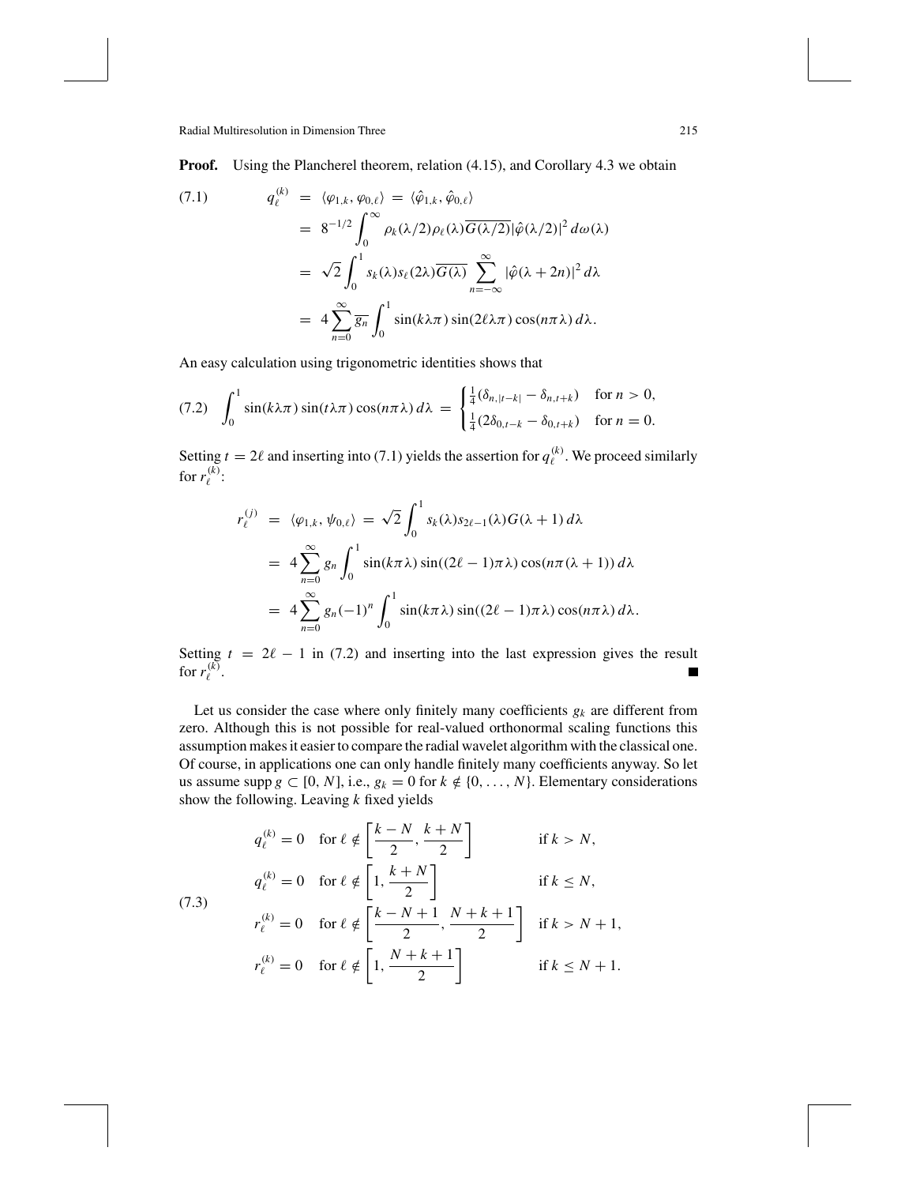**Proof.** Using the Plancherel theorem, relation (4.15), and Corollary 4.3 we obtain

$$
\begin{aligned}
(7.1) \qquad q_\ell^{(k)} &= \langle \varphi_{1,k}, \varphi_{0,\ell} \rangle = \langle \hat{\varphi}_{1,k}, \hat{\varphi}_{0,\ell} \rangle \\
&= 8^{-1/2} \int_0^\infty \rho_k(\lambda/2) \rho_\ell(\lambda) \overline{G(\lambda/2)} |\hat{\varphi}(\lambda/2)|^2 \, d\omega(\lambda) \\
&= \sqrt{2} \int_0^1 s_k(\lambda) s_\ell(2\lambda) \overline{G(\lambda)} \sum_{n=-\infty}^{\infty} |\hat{\varphi}(\lambda + 2n)|^2 \, d\lambda \\
&= 4 \sum_{n=0}^{\infty} \overline{g_n} \int_0^1 \sin(k\lambda\pi) \sin(2\ell\lambda\pi) \cos(n\pi\lambda) \, d\lambda.
\end{aligned}
$$

An easy calculation using trigonometric identities shows that

$$
(7.2) \quad \int_0^1 \sin(k\lambda\pi) \sin(t\lambda\pi) \cos(n\pi\lambda) \, d\lambda = \begin{cases} \frac{1}{4}(\delta_{n,|t-k|} - \delta_{n,t+k}) & \text{for } n > 0, \\ \frac{1}{4}(2\delta_{0,t-k} - \delta_{0,t+k}) & \text{for } n = 0. \end{cases}
$$

Setting $t = 2\ell$ and inserting into (7.1) yields the assertion for $q_\ell^{(k)}$. We proceed similarly for $r_\ell^{(k)}$:

$$
\begin{aligned}
r_\ell^{(j)} &= \langle \varphi_{1,k}, \psi_{0,\ell} \rangle = \sqrt{2} \int_0^1 s_k(\lambda) s_{2\ell-1}(\lambda) G(\lambda + 1) \, d\lambda \\
&= 4 \sum_{n=0}^{\infty} g_n \int_0^1 \sin(k\pi\lambda) \sin((2\ell - 1)\pi\lambda) \cos(n\pi(\lambda + 1)) \, d\lambda \\
&= 4 \sum_{n=0}^{\infty} g_n (-1)^n \int_0^1 \sin(k\pi\lambda) \sin((2\ell - 1)\pi\lambda) \cos(n\pi\lambda) \, d\lambda.
\end{aligned}
$$

Setting $t = 2\ell - 1$ in (7.2) and inserting into the last expression gives the result for $r_\ell^{(k)}$. ∎

Let us consider the case where only finitely many coefficients $g_k$ are different from zero. Although this is not possible for real-valued orthonormal scaling functions this assumption makes it easier to compare the radial wavelet algorithm with the classical one. Of course, in applications one can only handle finitely many coefficients anyway. So let us assume $\operatorname{supp} g \subset [0, N]$, i.e., $g_k = 0$ for $k \notin \{0, \ldots, N\}$. Elementary considerations show the following. Leaving $k$ fixed yields

$$
(7.3) \qquad
\begin{aligned}
&q_\ell^{(k)} = 0 \quad \text{for } \ell \notin \left[ \frac{k-N}{2}, \frac{k+N}{2} \right] && \text{if } k > N, \\
&q_\ell^{(k)} = 0 \quad \text{for } \ell \notin \left[ 1, \frac{k+N}{2} \right] && \text{if } k \leq N, \\
&r_\ell^{(k)} = 0 \quad \text{for } \ell \notin \left[ \frac{k-N+1}{2}, \frac{N+k+1}{2} \right] && \text{if } k > N+1, \\
&r_\ell^{(k)} = 0 \quad \text{for } \ell \notin \left[ 1, \frac{N+k+1}{2} \right] && \text{if } k \leq N+1.
\end{aligned}
$$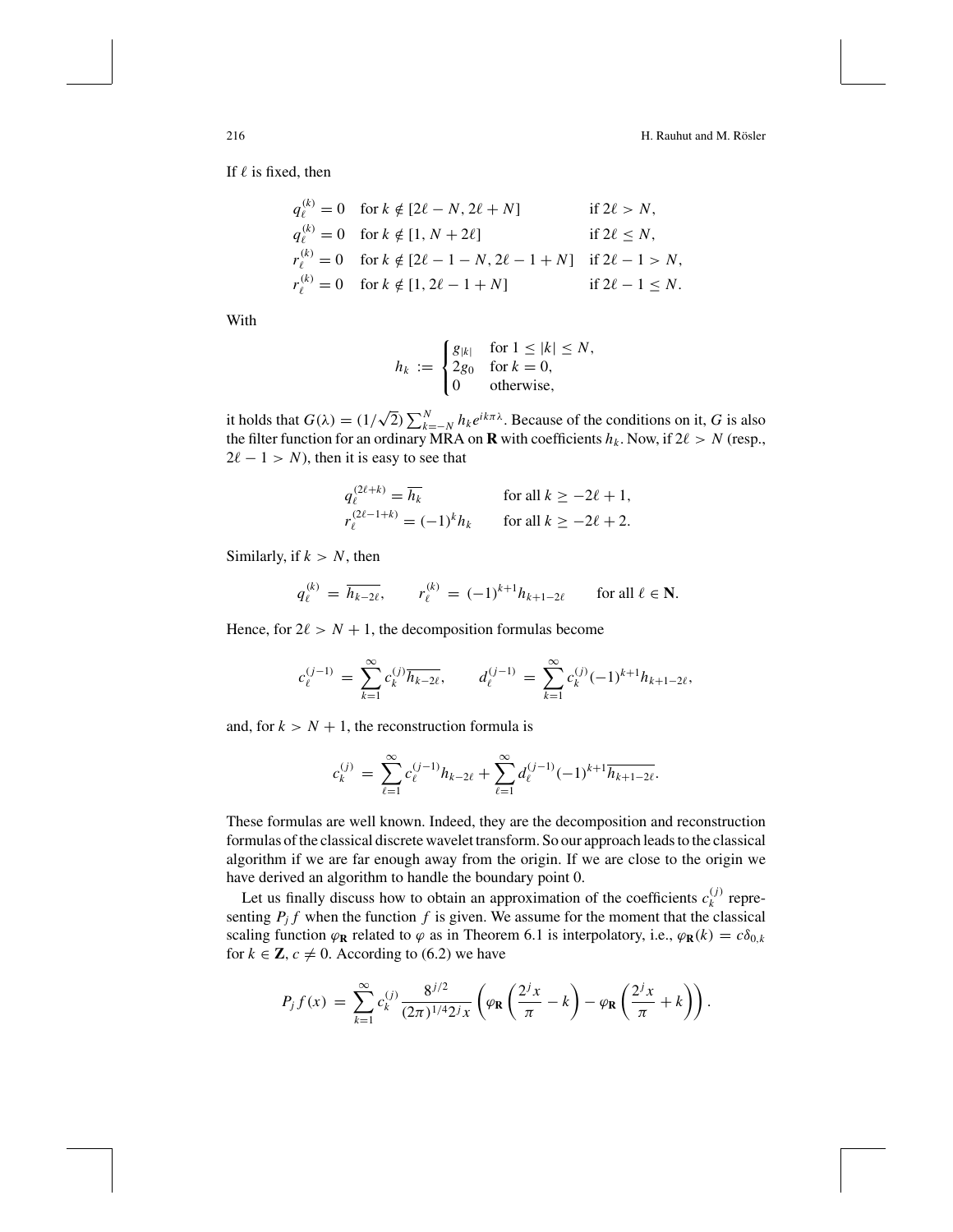If $\ell$ is fixed, then

$$
\begin{aligned}
q_\ell^{(k)} &= 0 \quad \text{for } k \notin [2\ell - N, 2\ell + N] && \text{if } 2\ell > N,\\
q_\ell^{(k)} &= 0 \quad \text{for } k \notin [1, N + 2\ell] && \text{if } 2\ell \le N,\\
r_\ell^{(k)} &= 0 \quad \text{for } k \notin [2\ell - 1 - N, 2\ell - 1 + N] && \text{if } 2\ell - 1 > N,\\
r_\ell^{(k)} &= 0 \quad \text{for } k \notin [1, 2\ell - 1 + N] && \text{if } 2\ell - 1 \le N.
\end{aligned}
$$

With

$$
h_k := \begin{cases} g_{|k|} & \text{for } 1 \le |k| \le N,\\ 2g_0 & \text{for } k = 0,\\ 0 & \text{otherwise,}\end{cases}
$$

it holds that $G(\lambda) = (1/\sqrt{2}) \sum_{k=-N}^{N} h_k e^{ik\pi\lambda}$. Because of the conditions on it, $G$ is also the filter function for an ordinary MRA on $\mathbf{R}$ with coefficients $h_k$. Now, if $2\ell > N$ (resp., $2\ell - 1 > N$), then it is easy to see that

$$
\begin{aligned}
q_\ell^{(2\ell+k)} &= \overline{h_k} && \text{for all } k \ge -2\ell + 1,\\
r_\ell^{(2\ell-1+k)} &= (-1)^k h_k && \text{for all } k \ge -2\ell + 2.
\end{aligned}
$$

Similarly, if $k > N$, then

$$
q_\ell^{(k)} = \overline{h_{k-2\ell}}, \qquad r_\ell^{(k)} = (-1)^{k+1} h_{k+1-2\ell} \qquad \text{for all } \ell \in \mathbf{N}.
$$

Hence, for $2\ell > N + 1$, the decomposition formulas become

$$
c_\ell^{(j-1)} = \sum_{k=1}^{\infty} c_k^{(j)} \overline{h_{k-2\ell}}, \qquad d_\ell^{(j-1)} = \sum_{k=1}^{\infty} c_k^{(j)} (-1)^{k+1} h_{k+1-2\ell},
$$

and, for $k > N + 1$, the reconstruction formula is

$$
c_k^{(j)} = \sum_{\ell=1}^{\infty} c_\ell^{(j-1)} h_{k-2\ell} + \sum_{\ell=1}^{\infty} d_\ell^{(j-1)} (-1)^{k+1} \overline{h_{k+1-2\ell}}.
$$

These formulas are well known. Indeed, they are the decomposition and reconstruction formulas of the classical discrete wavelet transform. So our approach leads to the classical algorithm if we are far enough away from the origin. If we are close to the origin we have derived an algorithm to handle the boundary point 0.

Let us finally discuss how to obtain an approximation of the coefficients $c_k^{(j)}$ representing $P_j f$ when the function $f$ is given. We assume for the moment that the classical scaling function $\varphi_{\mathbf{R}}$ related to $\varphi$ as in Theorem 6.1 is interpolatory, i.e., $\varphi_{\mathbf{R}}(k) = c\delta_{0,k}$ for $k \in \mathbf{Z}$, $c \neq 0$. According to (6.2) we have

$$
P_j f(x) = \sum_{k=1}^{\infty} c_k^{(j)} \frac{8^{j/2}}{(2\pi)^{1/4} 2^j x} \left( \varphi_{\mathbf{R}} \left( \frac{2^j x}{\pi} - k \right) - \varphi_{\mathbf{R}} \left( \frac{2^j x}{\pi} + k \right) \right).
$$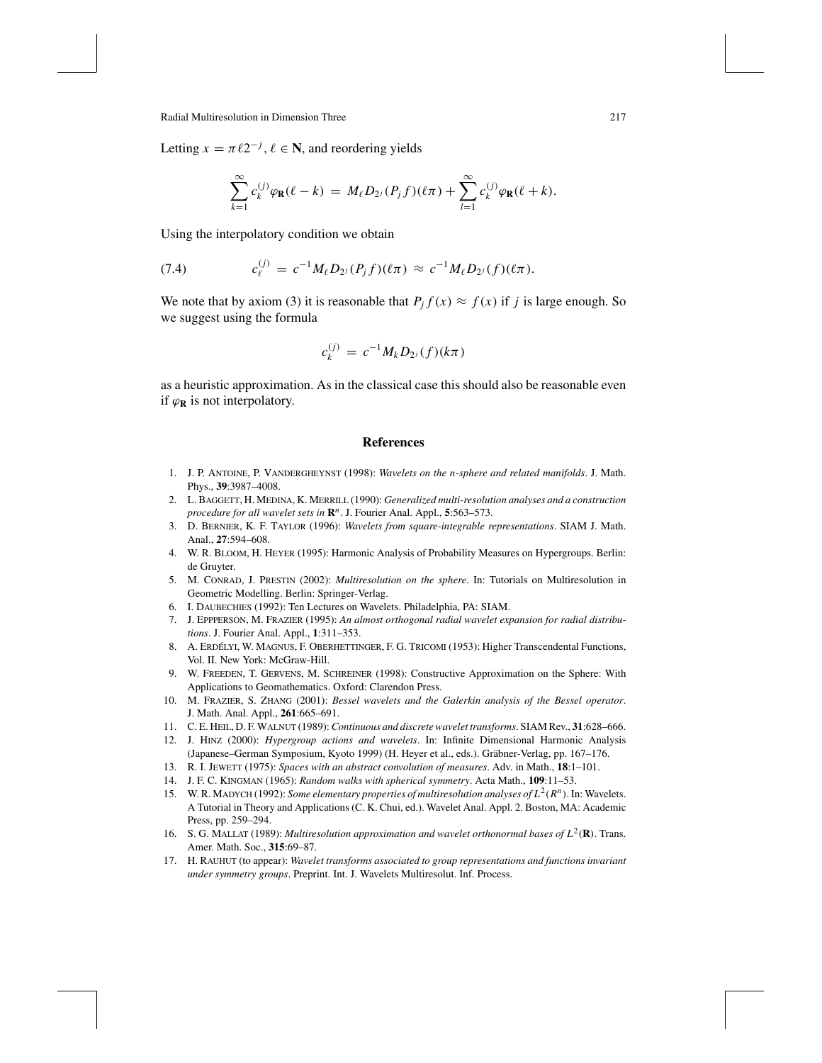Letting $x = \pi \ell 2^{-j}$, $\ell \in \mathbf{N}$, and reordering yields

$$\sum_{k=1}^{\infty} c_k^{(j)} \varphi_{\mathbf{R}}(\ell - k) \;=\; M_\ell D_{2^j}(P_j f)(\ell\pi) + \sum_{l=1}^{\infty} c_k^{(j)} \varphi_{\mathbf{R}}(\ell + k).$$

Using the interpolatory condition we obtain

$$c_\ell^{(j)} \;=\; c^{-1} M_\ell D_{2^j}(P_j f)(\ell\pi) \;\approx\; c^{-1} M_\ell D_{2^j}(f)(\ell\pi). \tag{7.4}$$

We note that by axiom (3) it is reasonable that $P_j f(x) \approx f(x)$ if $j$ is large enough. So we suggest using the formula

$$c_k^{(j)} \;=\; c^{-1} M_k D_{2^j}(f)(k\pi)$$

as a heuristic approximation. As in the classical case this should also be reasonable even if $\varphi_{\mathbf{R}}$ is not interpolatory.

## References

1. J. P. Antoine, P. Vandergheynst (1998): *Wavelets on the n-sphere and related manifolds*. J. Math. Phys., **39**:3987–4008.
2. L. Baggett, H. Medina, K. Merrill (1990): *Generalized multi-resolution analyses and a construction procedure for all wavelet sets in* $\mathbf{R}^n$. J. Fourier Anal. Appl., **5**:563–573.
3. D. Bernier, K. F. Taylor (1996): *Wavelets from square-integrable representations*. SIAM J. Math. Anal., **27**:594–608.
4. W. R. Bloom, H. Heyer (1995): Harmonic Analysis of Probability Measures on Hypergroups. Berlin: de Gruyter.
5. M. Conrad, J. Prestin (2002): *Multiresolution on the sphere*. In: Tutorials on Multiresolution in Geometric Modelling. Berlin: Springer-Verlag.
6. I. Daubechies (1992): Ten Lectures on Wavelets. Philadelphia, PA: SIAM.
7. J. Eppperson, M. Frazier (1995): *An almost orthogonal radial wavelet expansion for radial distributions*. J. Fourier Anal. Appl., **1**:311–353.
8. A. Erdélyi, W. Magnus, F. Oberhettinger, F. G. Tricomi (1953): Higher Transcendental Functions, Vol. II. New York: McGraw-Hill.
9. W. Freeden, T. Gervens, M. Schreiner (1998): Constructive Approximation on the Sphere: With Applications to Geomathematics. Oxford: Clarendon Press.
10. M. Frazier, S. Zhang (2001): *Bessel wavelets and the Galerkin analysis of the Bessel operator*. J. Math. Anal. Appl., **261**:665–691.
11. C. E. Heil, D. F. Walnut (1989): *Continuous and discrete wavelet transforms*. SIAM Rev., **31**:628–666.
12. J. Hinz (2000): *Hypergroup actions and wavelets*. In: Infinite Dimensional Harmonic Analysis (Japanese–German Symposium, Kyoto 1999) (H. Heyer et al., eds.). Gräbner-Verlag, pp. 167–176.
13. R. I. Jewett (1975): *Spaces with an abstract convolution of measures*. Adv. in Math., **18**:1–101.
14. J. F. C. Kingman (1965): *Random walks with spherical symmetry*. Acta Math., **109**:11–53.
15. W. R. Madych (1992): *Some elementary properties of multiresolution analyses of* $L^2(R^n)$. In: Wavelets. A Tutorial in Theory and Applications (C. K. Chui, ed.). Wavelet Anal. Appl. 2. Boston, MA: Academic Press, pp. 259–294.
16. S. G. Mallat (1989): *Multiresolution approximation and wavelet orthonormal bases of* $L^2(\mathbf{R})$. Trans. Amer. Math. Soc., **315**:69–87.
17. H. Rauhut (to appear): *Wavelet transforms associated to group representations and functions invariant under symmetry groups*. Preprint. Int. J. Wavelets Multiresolut. Inf. Process.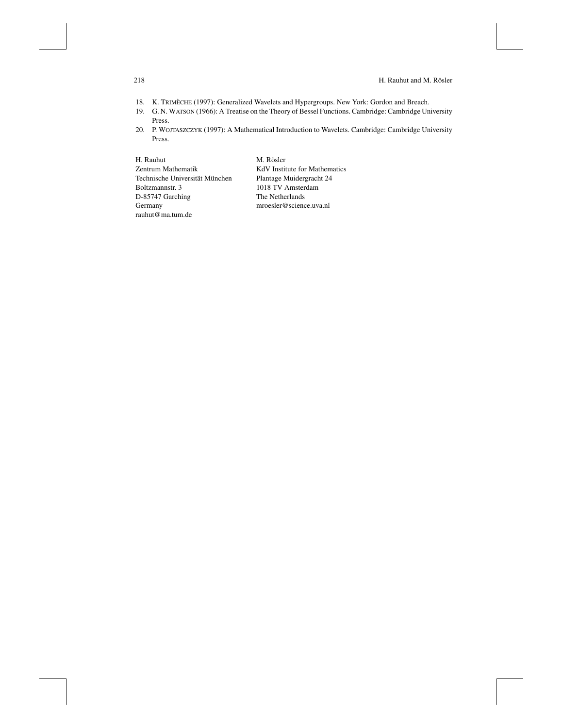18. K. TRIMÈCHE (1997): Generalized Wavelets and Hypergroups. New York: Gordon and Breach.
19. G. N. WATSON (1966): A Treatise on the Theory of Bessel Functions. Cambridge: Cambridge University Press.
20. P. WOJTASZCZYK (1997): A Mathematical Introduction to Wavelets. Cambridge: Cambridge University Press.

H. Rauhut
Zentrum Mathematik
Technische Universität München
Boltzmannstr. 3
D-85747 Garching
Germany
rauhut@ma.tum.de

M. Rösler
KdV Institute for Mathematics
Plantage Muidergracht 24
1018 TV Amsterdam
The Netherlands
mroesler@science.uva.nl